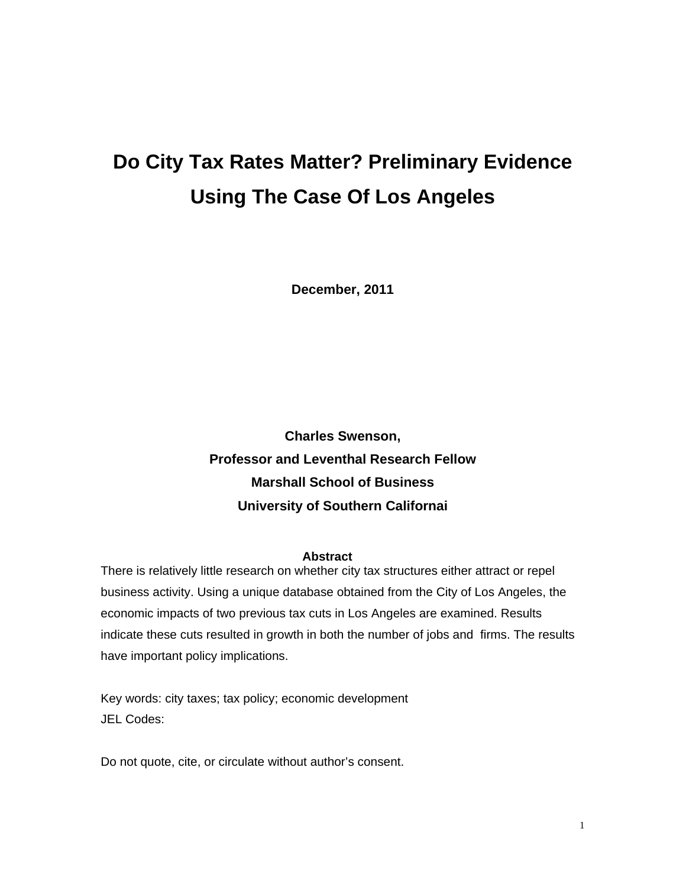# Do City Tax Rates Matter? Preliminary Evidence Using The Case Of Los Angeles

**December, 2011**

**Charles Swenson,**
**Professor and Leventhal Research Fellow**
**Marshall School of Business**
**University of Southern Californai**

**Abstract**

There is relatively little research on whether city tax structures either attract or repel business activity. Using a unique database obtained from the City of Los Angeles, the economic impacts of two previous tax cuts in Los Angeles are examined. Results indicate these cuts resulted in growth in both the number of jobs and firms. The results have important policy implications.

Key words: city taxes; tax policy; economic development
JEL Codes:

Do not quote, cite, or circulate without author's consent.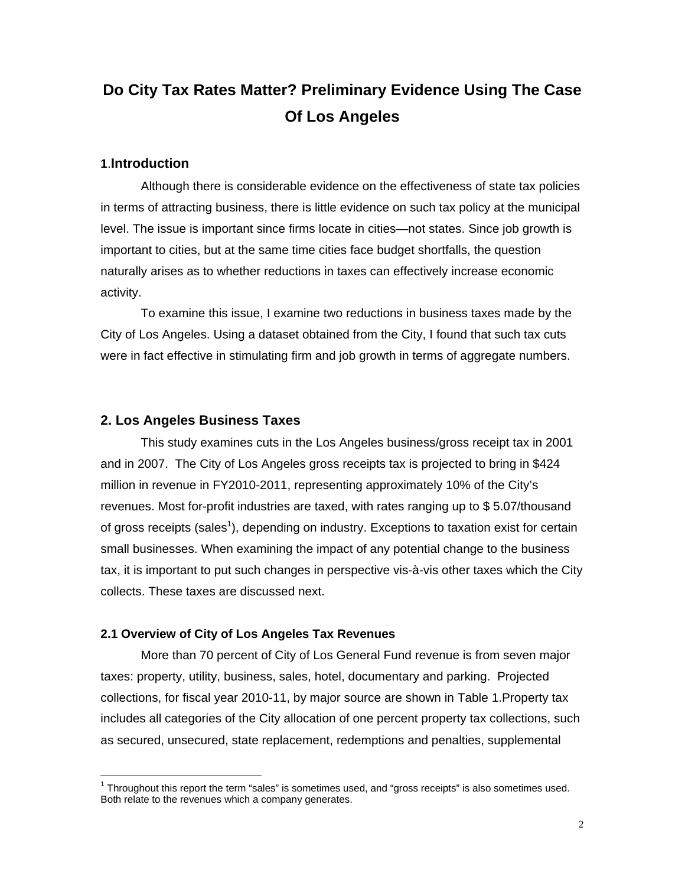# Do City Tax Rates Matter? Preliminary Evidence Using The Case Of Los Angeles

## 1. Introduction

Although there is considerable evidence on the effectiveness of state tax policies in terms of attracting business, there is little evidence on such tax policy at the municipal level. The issue is important since firms locate in cities—not states. Since job growth is important to cities, but at the same time cities face budget shortfalls, the question naturally arises as to whether reductions in taxes can effectively increase economic activity.

To examine this issue, I examine two reductions in business taxes made by the City of Los Angeles. Using a dataset obtained from the City, I found that such tax cuts were in fact effective in stimulating firm and job growth in terms of aggregate numbers.

## 2. Los Angeles Business Taxes

This study examines cuts in the Los Angeles business/gross receipt tax in 2001 and in 2007. The City of Los Angeles gross receipts tax is projected to bring in $424 million in revenue in FY2010-2011, representing approximately 10% of the City's revenues. Most for-profit industries are taxed, with rates ranging up to $ 5.07/thousand of gross receipts (sales[1]), depending on industry. Exceptions to taxation exist for certain small businesses. When examining the impact of any potential change to the business tax, it is important to put such changes in perspective vis-à-vis other taxes which the City collects. These taxes are discussed next.

### 2.1 Overview of City of Los Angeles Tax Revenues

More than 70 percent of City of Los General Fund revenue is from seven major taxes: property, utility, business, sales, hotel, documentary and parking. Projected collections, for fiscal year 2010-11, by major source are shown in Table 1.Property tax includes all categories of the City allocation of one percent property tax collections, such as secured, unsecured, state replacement, redemptions and penalties, supplemental

[1] Throughout this report the term "sales" is sometimes used, and "gross receipts" is also sometimes used. Both relate to the revenues which a company generates.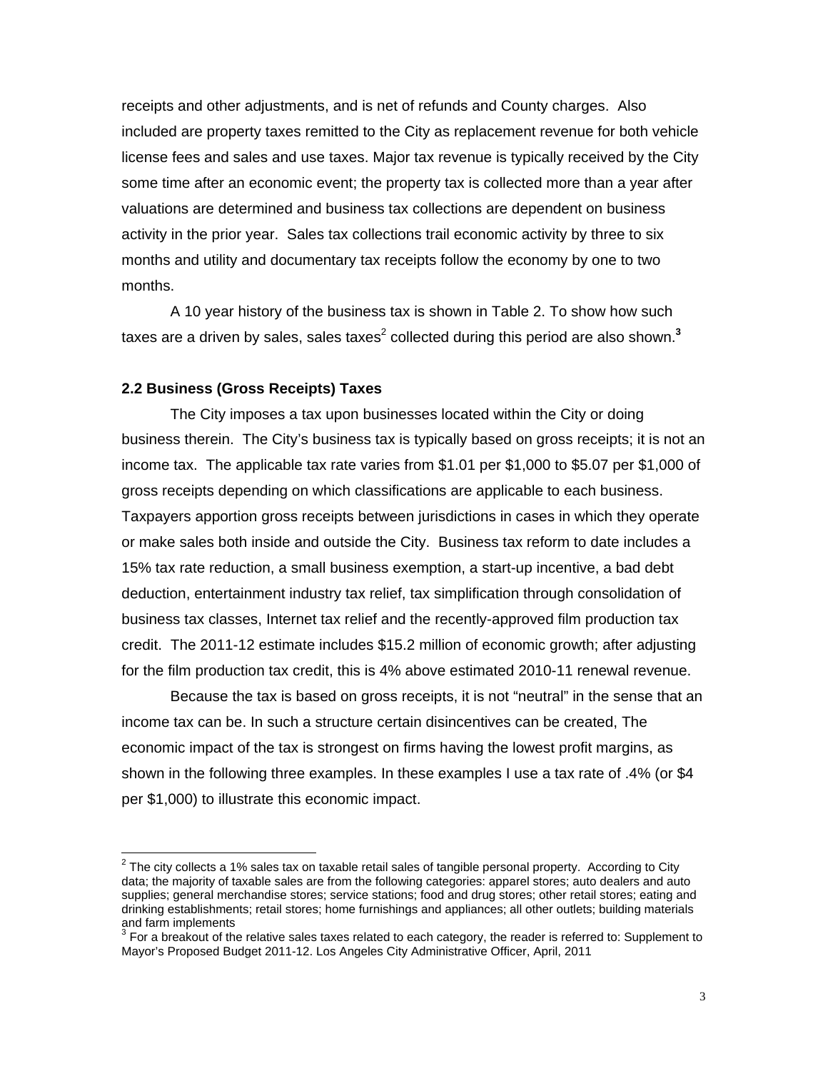receipts and other adjustments, and is net of refunds and County charges. Also included are property taxes remitted to the City as replacement revenue for both vehicle license fees and sales and use taxes. Major tax revenue is typically received by the City some time after an economic event; the property tax is collected more than a year after valuations are determined and business tax collections are dependent on business activity in the prior year. Sales tax collections trail economic activity by three to six months and utility and documentary tax receipts follow the economy by one to two months.

A 10 year history of the business tax is shown in Table 2. To show how such taxes are a driven by sales, sales taxes[2] collected during this period are also shown.[3]

### 2.2 Business (Gross Receipts) Taxes

The City imposes a tax upon businesses located within the City or doing business therein. The City's business tax is typically based on gross receipts; it is not an income tax. The applicable tax rate varies from $1.01 per $1,000 to $5.07 per $1,000 of gross receipts depending on which classifications are applicable to each business. Taxpayers apportion gross receipts between jurisdictions in cases in which they operate or make sales both inside and outside the City. Business tax reform to date includes a 15% tax rate reduction, a small business exemption, a start-up incentive, a bad debt deduction, entertainment industry tax relief, tax simplification through consolidation of business tax classes, Internet tax relief and the recently-approved film production tax credit. The 2011-12 estimate includes $15.2 million of economic growth; after adjusting for the film production tax credit, this is 4% above estimated 2010-11 renewal revenue.

Because the tax is based on gross receipts, it is not "neutral" in the sense that an income tax can be. In such a structure certain disincentives can be created, The economic impact of the tax is strongest on firms having the lowest profit margins, as shown in the following three examples. In these examples I use a tax rate of .4% (or $4 per $1,000) to illustrate this economic impact.

---

[2] The city collects a 1% sales tax on taxable retail sales of tangible personal property. According to City data; the majority of taxable sales are from the following categories: apparel stores; auto dealers and auto supplies; general merchandise stores; service stations; food and drug stores; other retail stores; eating and drinking establishments; retail stores; home furnishings and appliances; all other outlets; building materials and farm implements

[3] For a breakout of the relative sales taxes related to each category, the reader is referred to: Supplement to Mayor's Proposed Budget 2011-12. Los Angeles City Administrative Officer, April, 2011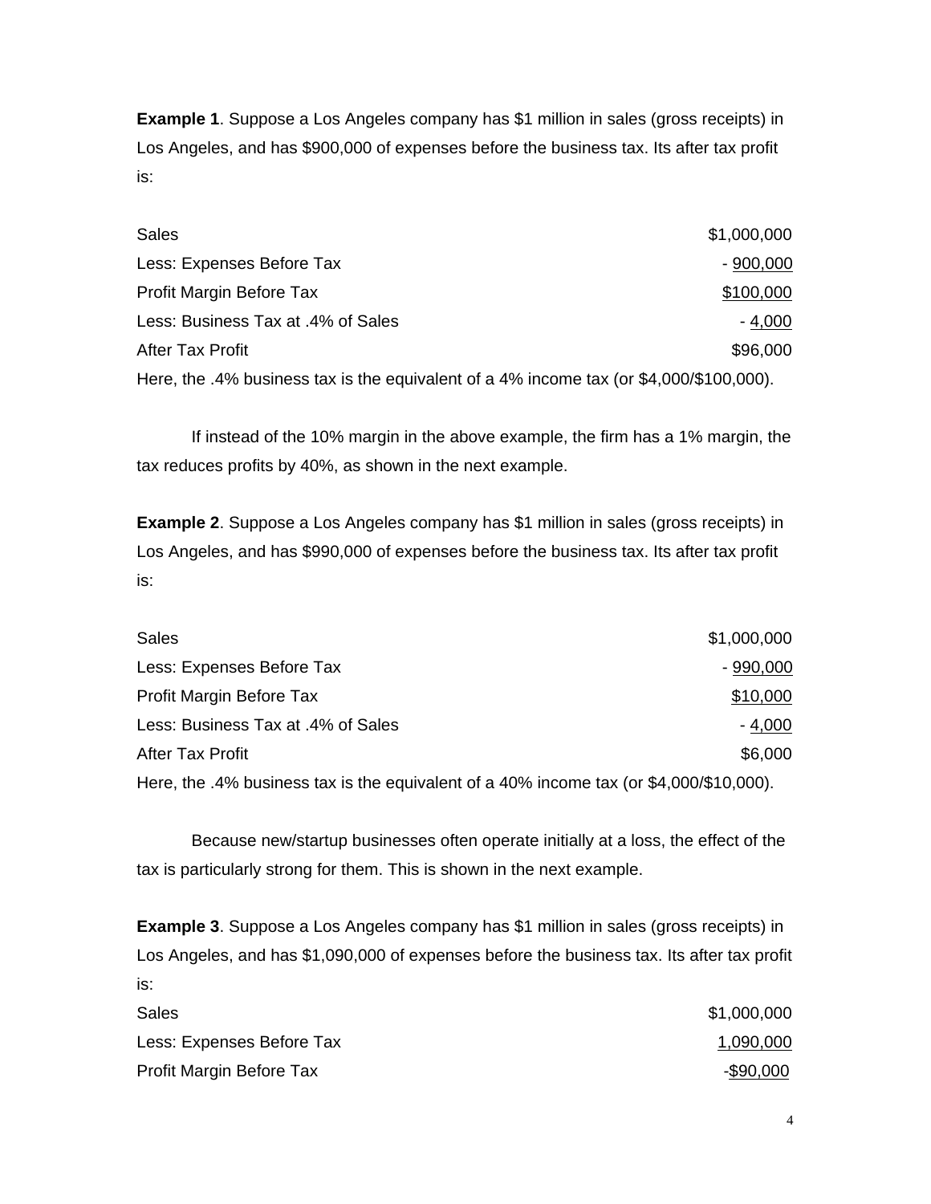**Example 1**. Suppose a Los Angeles company has $1 million in sales (gross receipts) in Los Angeles, and has $900,000 of expenses before the business tax. Its after tax profit is:

| | |
|---|---:|
| Sales | $1,000,000 |
| Less: Expenses Before Tax | - 900,000 |
| Profit Margin Before Tax | $100,000 |
| Less: Business Tax at .4% of Sales | - 4,000 |
| After Tax Profit | $96,000 |

Here, the .4% business tax is the equivalent of a 4% income tax (or $4,000/$100,000).

If instead of the 10% margin in the above example, the firm has a 1% margin, the tax reduces profits by 40%, as shown in the next example.

**Example 2**. Suppose a Los Angeles company has $1 million in sales (gross receipts) in Los Angeles, and has $990,000 of expenses before the business tax. Its after tax profit is:

| | |
|---|---:|
| Sales | $1,000,000 |
| Less: Expenses Before Tax | - 990,000 |
| Profit Margin Before Tax | $10,000 |
| Less: Business Tax at .4% of Sales | - 4,000 |
| After Tax Profit | $6,000 |

Here, the .4% business tax is the equivalent of a 40% income tax (or $4,000/$10,000).

Because new/startup businesses often operate initially at a loss, the effect of the tax is particularly strong for them. This is shown in the next example.

**Example 3**. Suppose a Los Angeles company has $1 million in sales (gross receipts) in Los Angeles, and has $1,090,000 of expenses before the business tax. Its after tax profit is:

| | |
|---|---:|
| Sales | $1,000,000 |
| Less: Expenses Before Tax | 1,090,000 |
| Profit Margin Before Tax | -$90,000 |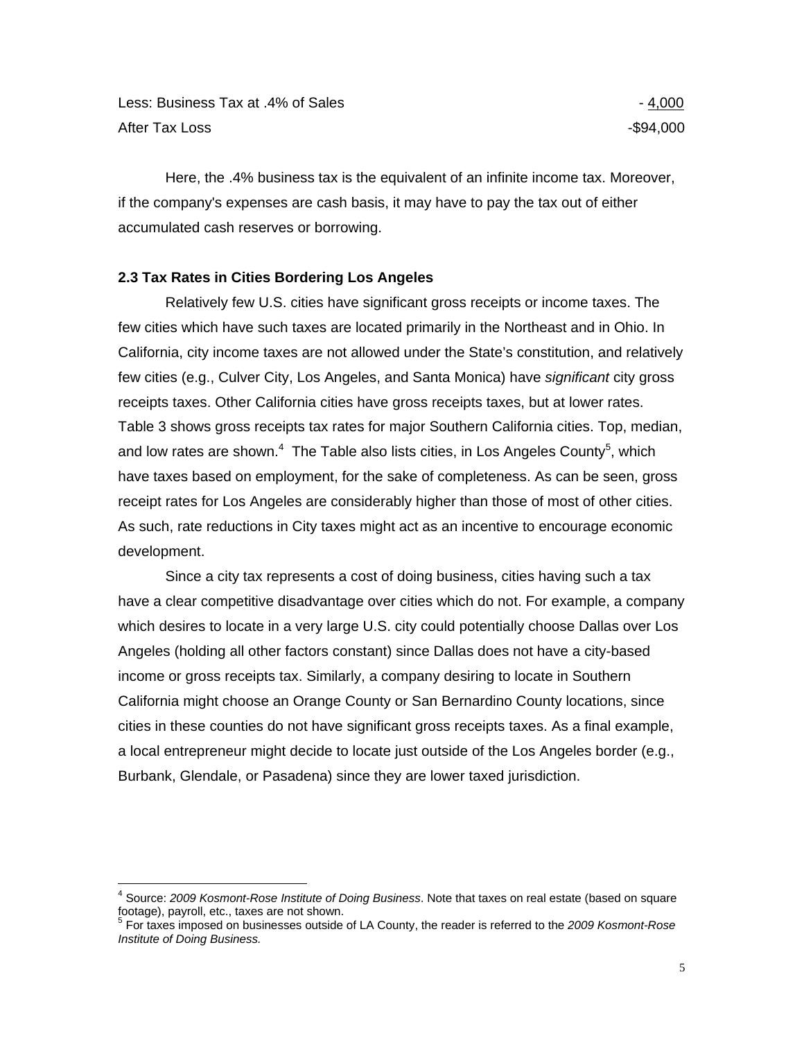| | |
|---|---|
| Less: Business Tax at .4% of Sales | - 4,000 |
| After Tax Loss | -$94,000 |

Here, the .4% business tax is the equivalent of an infinite income tax. Moreover, if the company's expenses are cash basis, it may have to pay the tax out of either accumulated cash reserves or borrowing.

### 2.3 Tax Rates in Cities Bordering Los Angeles

Relatively few U.S. cities have significant gross receipts or income taxes. The few cities which have such taxes are located primarily in the Northeast and in Ohio. In California, city income taxes are not allowed under the State's constitution, and relatively few cities (e.g., Culver City, Los Angeles, and Santa Monica) have *significant* city gross receipts taxes. Other California cities have gross receipts taxes, but at lower rates. Table 3 shows gross receipts tax rates for major Southern California cities. Top, median, and low rates are shown.[4] The Table also lists cities, in Los Angeles County[5], which have taxes based on employment, for the sake of completeness. As can be seen, gross receipt rates for Los Angeles are considerably higher than those of most of other cities. As such, rate reductions in City taxes might act as an incentive to encourage economic development.

Since a city tax represents a cost of doing business, cities having such a tax have a clear competitive disadvantage over cities which do not. For example, a company which desires to locate in a very large U.S. city could potentially choose Dallas over Los Angeles (holding all other factors constant) since Dallas does not have a city-based income or gross receipts tax. Similarly, a company desiring to locate in Southern California might choose an Orange County or San Bernardino County locations, since cities in these counties do not have significant gross receipts taxes. As a final example, a local entrepreneur might decide to locate just outside of the Los Angeles border (e.g., Burbank, Glendale, or Pasadena) since they are lower taxed jurisdiction.

[4] Source: *2009 Kosmont-Rose Institute of Doing Business*. Note that taxes on real estate (based on square footage), payroll, etc., taxes are not shown.

[5] For taxes imposed on businesses outside of LA County, the reader is referred to the *2009 Kosmont-Rose Institute of Doing Business.*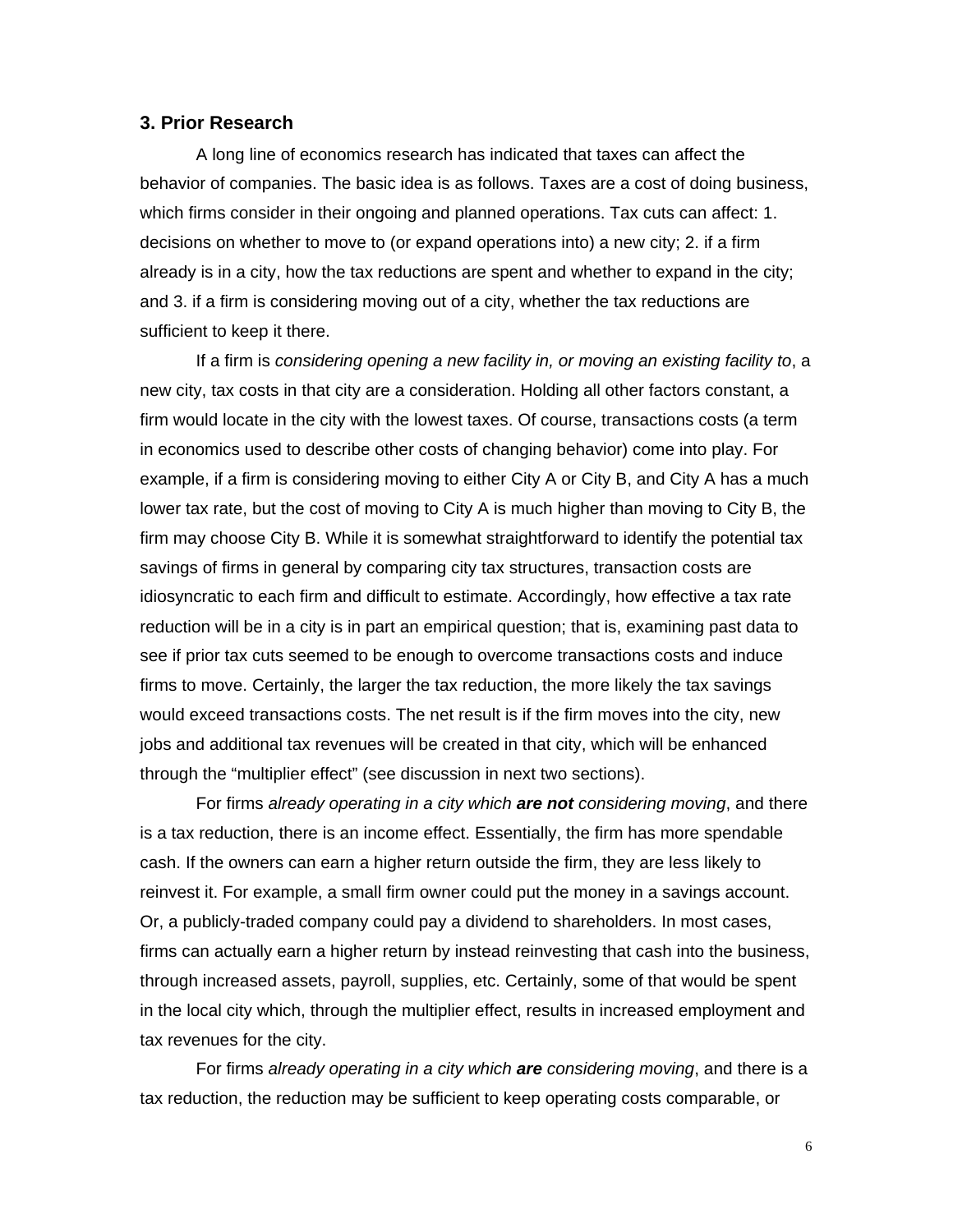## 3. Prior Research

A long line of economics research has indicated that taxes can affect the behavior of companies. The basic idea is as follows. Taxes are a cost of doing business, which firms consider in their ongoing and planned operations. Tax cuts can affect: 1. decisions on whether to move to (or expand operations into) a new city; 2. if a firm already is in a city, how the tax reductions are spent and whether to expand in the city; and 3. if a firm is considering moving out of a city, whether the tax reductions are sufficient to keep it there.

If a firm is *considering opening a new facility in, or moving an existing facility to*, a new city, tax costs in that city are a consideration. Holding all other factors constant, a firm would locate in the city with the lowest taxes. Of course, transactions costs (a term in economics used to describe other costs of changing behavior) come into play. For example, if a firm is considering moving to either City A or City B, and City A has a much lower tax rate, but the cost of moving to City A is much higher than moving to City B, the firm may choose City B. While it is somewhat straightforward to identify the potential tax savings of firms in general by comparing city tax structures, transaction costs are idiosyncratic to each firm and difficult to estimate. Accordingly, how effective a tax rate reduction will be in a city is in part an empirical question; that is, examining past data to see if prior tax cuts seemed to be enough to overcome transactions costs and induce firms to move. Certainly, the larger the tax reduction, the more likely the tax savings would exceed transactions costs. The net result is if the firm moves into the city, new jobs and additional tax revenues will be created in that city, which will be enhanced through the "multiplier effect" (see discussion in next two sections).

For firms *already operating in a city which* ***are not*** *considering moving*, and there is a tax reduction, there is an income effect. Essentially, the firm has more spendable cash. If the owners can earn a higher return outside the firm, they are less likely to reinvest it. For example, a small firm owner could put the money in a savings account. Or, a publicly-traded company could pay a dividend to shareholders. In most cases, firms can actually earn a higher return by instead reinvesting that cash into the business, through increased assets, payroll, supplies, etc. Certainly, some of that would be spent in the local city which, through the multiplier effect, results in increased employment and tax revenues for the city.

For firms *already operating in a city which* ***are*** *considering moving*, and there is a tax reduction, the reduction may be sufficient to keep operating costs comparable, or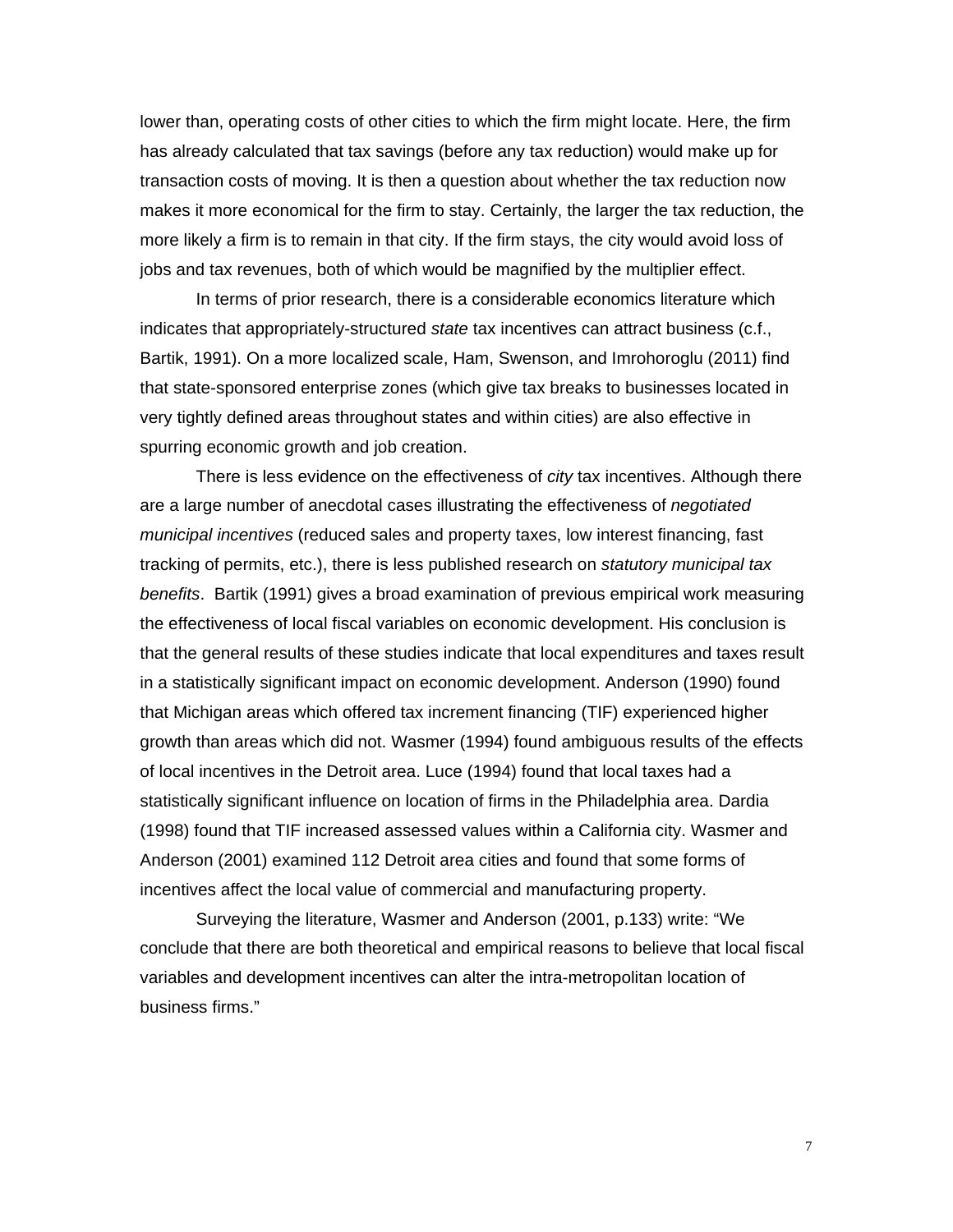lower than, operating costs of other cities to which the firm might locate. Here, the firm has already calculated that tax savings (before any tax reduction) would make up for transaction costs of moving. It is then a question about whether the tax reduction now makes it more economical for the firm to stay. Certainly, the larger the tax reduction, the more likely a firm is to remain in that city. If the firm stays, the city would avoid loss of jobs and tax revenues, both of which would be magnified by the multiplier effect.

In terms of prior research, there is a considerable economics literature which indicates that appropriately-structured *state* tax incentives can attract business (c.f., Bartik, 1991). On a more localized scale, Ham, Swenson, and Imrohoroglu (2011) find that state-sponsored enterprise zones (which give tax breaks to businesses located in very tightly defined areas throughout states and within cities) are also effective in spurring economic growth and job creation.

There is less evidence on the effectiveness of *city* tax incentives. Although there are a large number of anecdotal cases illustrating the effectiveness of *negotiated municipal incentives* (reduced sales and property taxes, low interest financing, fast tracking of permits, etc.), there is less published research on *statutory municipal tax benefits*. Bartik (1991) gives a broad examination of previous empirical work measuring the effectiveness of local fiscal variables on economic development. His conclusion is that the general results of these studies indicate that local expenditures and taxes result in a statistically significant impact on economic development. Anderson (1990) found that Michigan areas which offered tax increment financing (TIF) experienced higher growth than areas which did not. Wasmer (1994) found ambiguous results of the effects of local incentives in the Detroit area. Luce (1994) found that local taxes had a statistically significant influence on location of firms in the Philadelphia area. Dardia (1998) found that TIF increased assessed values within a California city. Wasmer and Anderson (2001) examined 112 Detroit area cities and found that some forms of incentives affect the local value of commercial and manufacturing property.

Surveying the literature, Wasmer and Anderson (2001, p.133) write: "We conclude that there are both theoretical and empirical reasons to believe that local fiscal variables and development incentives can alter the intra-metropolitan location of business firms."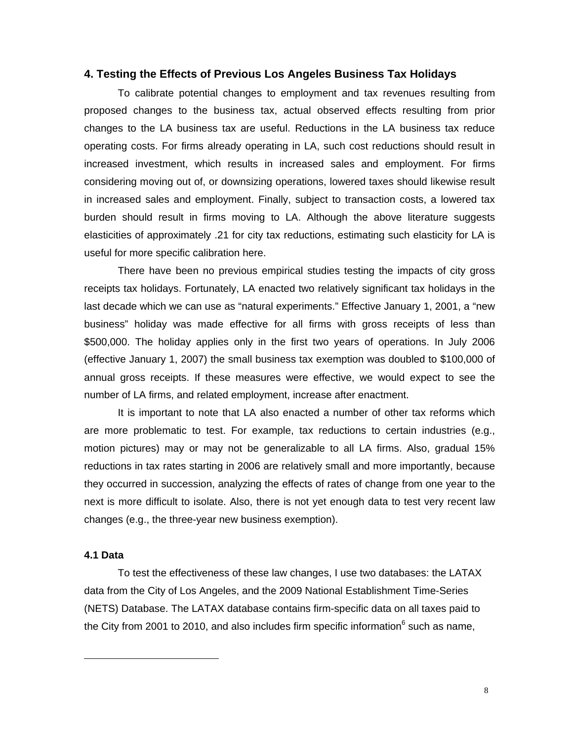## 4. Testing the Effects of Previous Los Angeles Business Tax Holidays

To calibrate potential changes to employment and tax revenues resulting from proposed changes to the business tax, actual observed effects resulting from prior changes to the LA business tax are useful. Reductions in the LA business tax reduce operating costs. For firms already operating in LA, such cost reductions should result in increased investment, which results in increased sales and employment. For firms considering moving out of, or downsizing operations, lowered taxes should likewise result in increased sales and employment. Finally, subject to transaction costs, a lowered tax burden should result in firms moving to LA. Although the above literature suggests elasticities of approximately .21 for city tax reductions, estimating such elasticity for LA is useful for more specific calibration here.

There have been no previous empirical studies testing the impacts of city gross receipts tax holidays. Fortunately, LA enacted two relatively significant tax holidays in the last decade which we can use as "natural experiments." Effective January 1, 2001, a "new business" holiday was made effective for all firms with gross receipts of less than $500,000. The holiday applies only in the first two years of operations. In July 2006 (effective January 1, 2007) the small business tax exemption was doubled to $100,000 of annual gross receipts. If these measures were effective, we would expect to see the number of LA firms, and related employment, increase after enactment.

It is important to note that LA also enacted a number of other tax reforms which are more problematic to test. For example, tax reductions to certain industries (e.g., motion pictures) may or may not be generalizable to all LA firms. Also, gradual 15% reductions in tax rates starting in 2006 are relatively small and more importantly, because they occurred in succession, analyzing the effects of rates of change from one year to the next is more difficult to isolate. Also, there is not yet enough data to test very recent law changes (e.g., the three-year new business exemption).

### 4.1 Data

To test the effectiveness of these law changes, I use two databases: the LATAX data from the City of Los Angeles, and the 2009 National Establishment Time-Series (NETS) Database. The LATAX database contains firm-specific data on all taxes paid to the City from 2001 to 2010, and also includes firm specific information[6] such as name,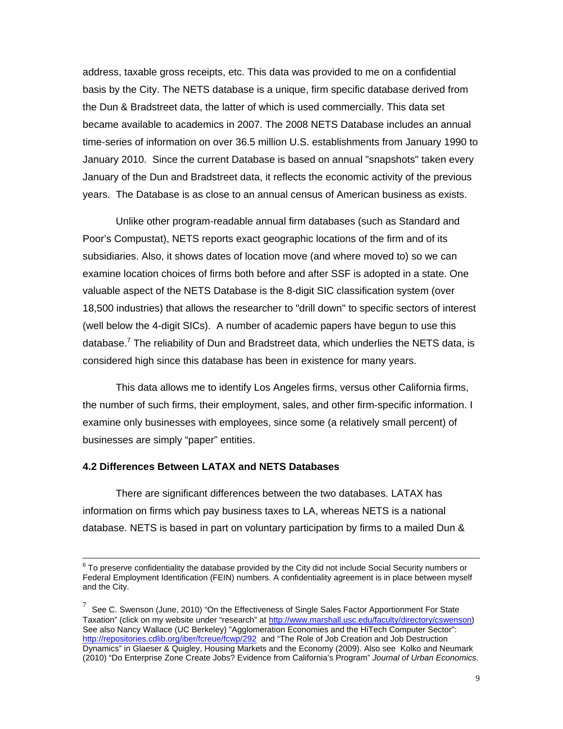address, taxable gross receipts, etc. This data was provided to me on a confidential basis by the City. The NETS database is a unique, firm specific database derived from the Dun & Bradstreet data, the latter of which is used commercially. This data set became available to academics in 2007. The 2008 NETS Database includes an annual time-series of information on over 36.5 million U.S. establishments from January 1990 to January 2010. Since the current Database is based on annual "snapshots" taken every January of the Dun and Bradstreet data, it reflects the economic activity of the previous years. The Database is as close to an annual census of American business as exists.

Unlike other program-readable annual firm databases (such as Standard and Poor's Compustat), NETS reports exact geographic locations of the firm and of its subsidiaries. Also, it shows dates of location move (and where moved to) so we can examine location choices of firms both before and after SSF is adopted in a state. One valuable aspect of the NETS Database is the 8-digit SIC classification system (over 18,500 industries) that allows the researcher to "drill down" to specific sectors of interest (well below the 4-digit SICs). A number of academic papers have begun to use this database.[7] The reliability of Dun and Bradstreet data, which underlies the NETS data, is considered high since this database has been in existence for many years.

This data allows me to identify Los Angeles firms, versus other California firms, the number of such firms, their employment, sales, and other firm-specific information. I examine only businesses with employees, since some (a relatively small percent) of businesses are simply "paper" entities.

### 4.2 Differences Between LATAX and NETS Databases

There are significant differences between the two databases. LATAX has information on firms which pay business taxes to LA, whereas NETS is a national database. NETS is based in part on voluntary participation by firms to a mailed Dun &

---

[6] To preserve confidentiality the database provided by the City did not include Social Security numbers or Federal Employment Identification (FEIN) numbers. A confidentiality agreement is in place between myself and the City.

[7] See C. Swenson (June, 2010) "On the Effectiveness of Single Sales Factor Apportionment For State Taxation" (click on my website under "research" at http://www.marshall.usc.edu/faculty/directory/cswenson) See also Nancy Wallace (UC Berkeley) "Agglomeration Economies and the HiTech Computer Sector": http://repositories.cdlib.org/iber/fcreue/fcwp/292 and "The Role of Job Creation and Job Destruction Dynamics" in Glaeser & Quigley, Housing Markets and the Economy (2009). Also see Kolko and Neumark (2010) "Do Enterprise Zone Create Jobs? Evidence from California's Program" *Journal of Urban Economics.*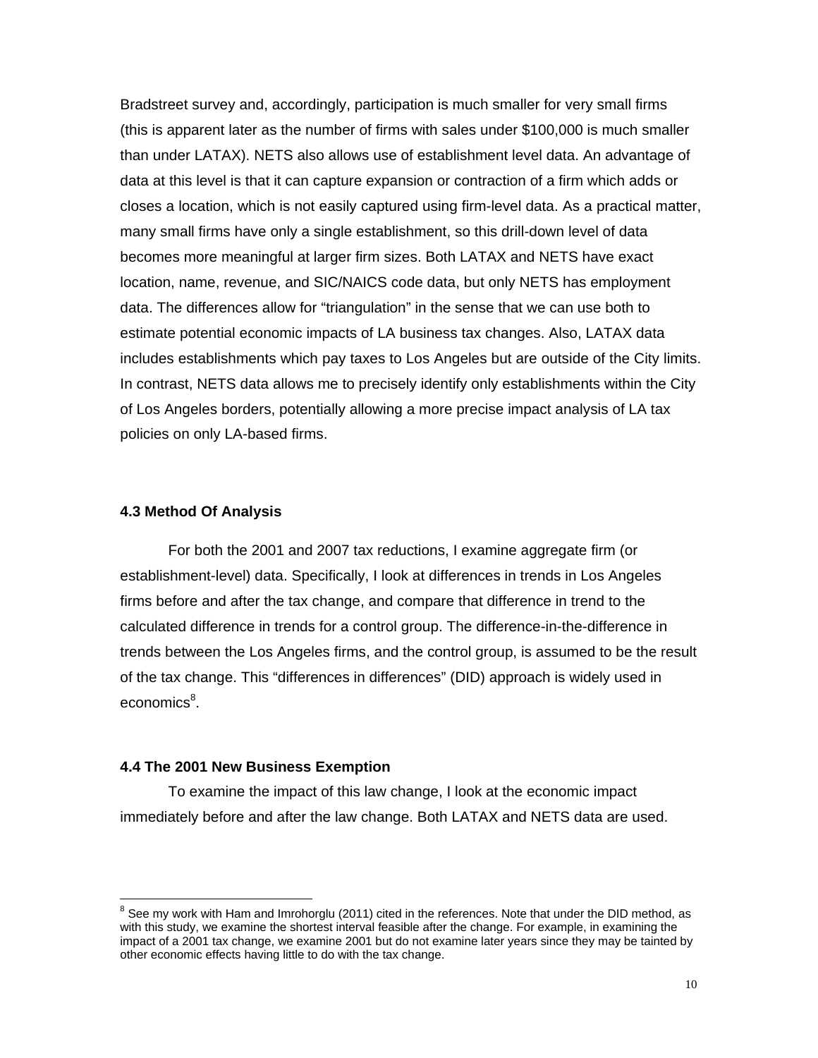Bradstreet survey and, accordingly, participation is much smaller for very small firms (this is apparent later as the number of firms with sales under $100,000 is much smaller than under LATAX). NETS also allows use of establishment level data. An advantage of data at this level is that it can capture expansion or contraction of a firm which adds or closes a location, which is not easily captured using firm-level data. As a practical matter, many small firms have only a single establishment, so this drill-down level of data becomes more meaningful at larger firm sizes. Both LATAX and NETS have exact location, name, revenue, and SIC/NAICS code data, but only NETS has employment data. The differences allow for "triangulation" in the sense that we can use both to estimate potential economic impacts of LA business tax changes. Also, LATAX data includes establishments which pay taxes to Los Angeles but are outside of the City limits. In contrast, NETS data allows me to precisely identify only establishments within the City of Los Angeles borders, potentially allowing a more precise impact analysis of LA tax policies on only LA-based firms.

### 4.3 Method Of Analysis

For both the 2001 and 2007 tax reductions, I examine aggregate firm (or establishment-level) data. Specifically, I look at differences in trends in Los Angeles firms before and after the tax change, and compare that difference in trend to the calculated difference in trends for a control group. The difference-in-the-difference in trends between the Los Angeles firms, and the control group, is assumed to be the result of the tax change. This "differences in differences" (DID) approach is widely used in economics[8].

### 4.4 The 2001 New Business Exemption

To examine the impact of this law change, I look at the economic impact immediately before and after the law change. Both LATAX and NETS data are used.

---

[8] See my work with Ham and Imrohorglu (2011) cited in the references. Note that under the DID method, as with this study, we examine the shortest interval feasible after the change. For example, in examining the impact of a 2001 tax change, we examine 2001 but do not examine later years since they may be tainted by other economic effects having little to do with the tax change.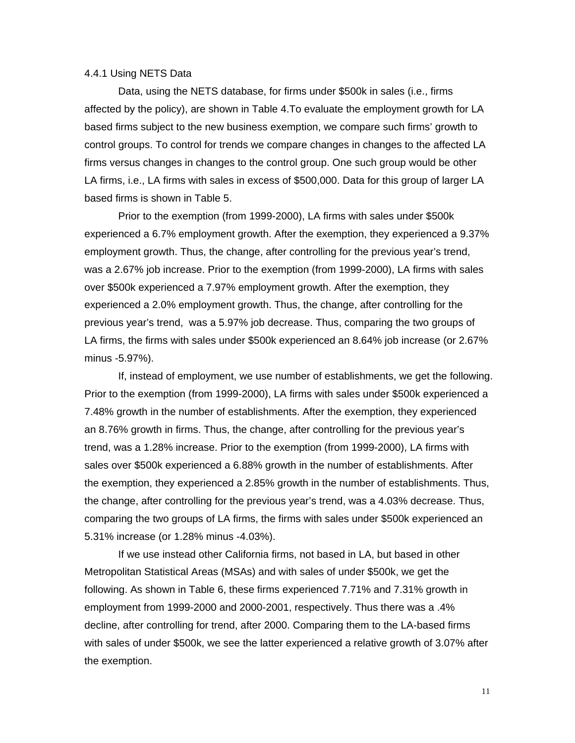#### 4.4.1 Using NETS Data

Data, using the NETS database, for firms under $500k in sales (i.e., firms affected by the policy), are shown in Table 4.To evaluate the employment growth for LA based firms subject to the new business exemption, we compare such firms' growth to control groups. To control for trends we compare changes in changes to the affected LA firms versus changes in changes to the control group. One such group would be other LA firms, i.e., LA firms with sales in excess of $500,000. Data for this group of larger LA based firms is shown in Table 5.

Prior to the exemption (from 1999-2000), LA firms with sales under $500k experienced a 6.7% employment growth. After the exemption, they experienced a 9.37% employment growth. Thus, the change, after controlling for the previous year's trend, was a 2.67% job increase. Prior to the exemption (from 1999-2000), LA firms with sales over $500k experienced a 7.97% employment growth. After the exemption, they experienced a 2.0% employment growth. Thus, the change, after controlling for the previous year's trend, was a 5.97% job decrease. Thus, comparing the two groups of LA firms, the firms with sales under $500k experienced an 8.64% job increase (or 2.67% minus -5.97%).

If, instead of employment, we use number of establishments, we get the following. Prior to the exemption (from 1999-2000), LA firms with sales under $500k experienced a 7.48% growth in the number of establishments. After the exemption, they experienced an 8.76% growth in firms. Thus, the change, after controlling for the previous year's trend, was a 1.28% increase. Prior to the exemption (from 1999-2000), LA firms with sales over $500k experienced a 6.88% growth in the number of establishments. After the exemption, they experienced a 2.85% growth in the number of establishments. Thus, the change, after controlling for the previous year's trend, was a 4.03% decrease. Thus, comparing the two groups of LA firms, the firms with sales under $500k experienced an 5.31% increase (or 1.28% minus -4.03%).

If we use instead other California firms, not based in LA, but based in other Metropolitan Statistical Areas (MSAs) and with sales of under $500k, we get the following. As shown in Table 6, these firms experienced 7.71% and 7.31% growth in employment from 1999-2000 and 2000-2001, respectively. Thus there was a .4% decline, after controlling for trend, after 2000. Comparing them to the LA-based firms with sales of under $500k, we see the latter experienced a relative growth of 3.07% after the exemption.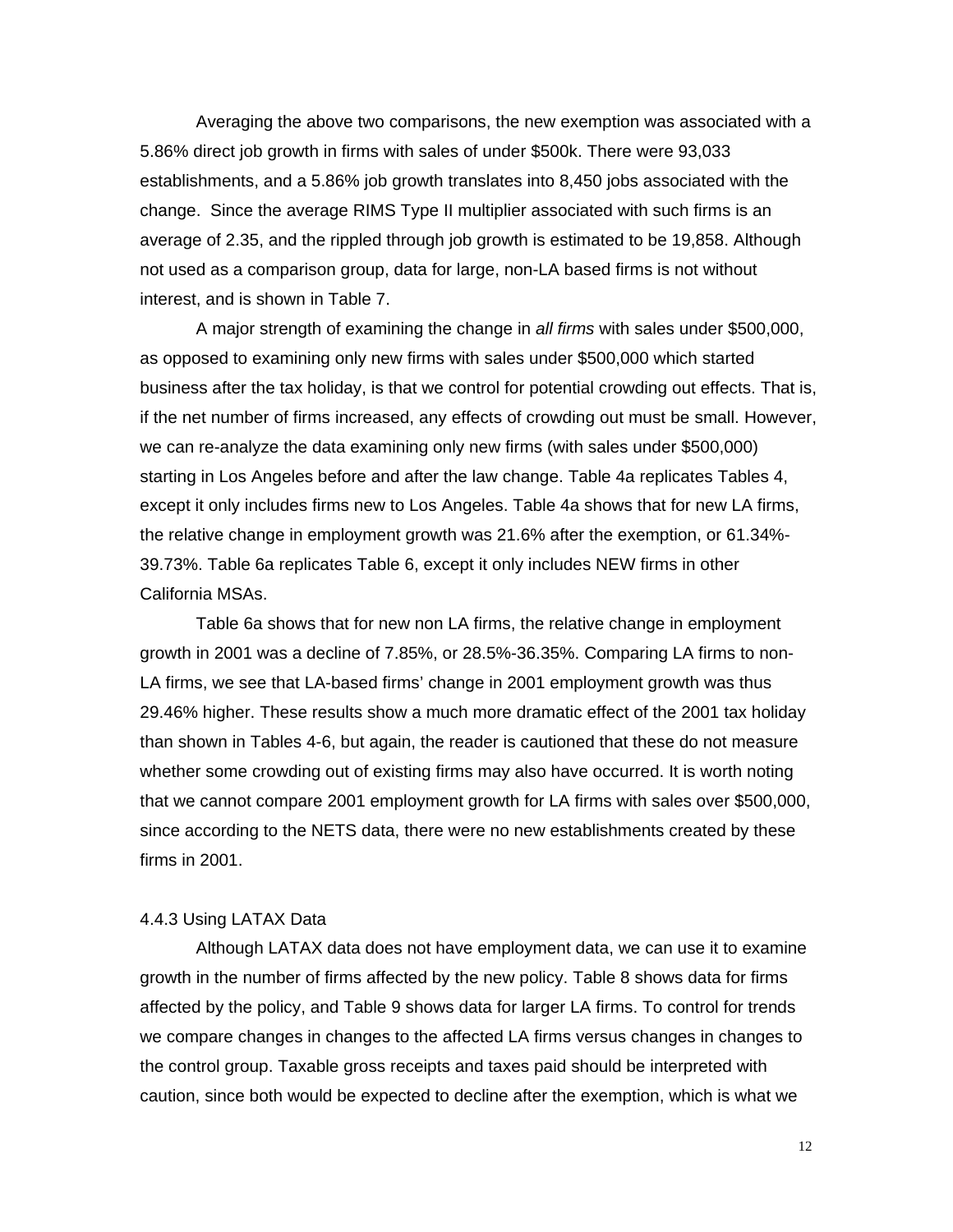Averaging the above two comparisons, the new exemption was associated with a 5.86% direct job growth in firms with sales of under $500k. There were 93,033 establishments, and a 5.86% job growth translates into 8,450 jobs associated with the change. Since the average RIMS Type II multiplier associated with such firms is an average of 2.35, and the rippled through job growth is estimated to be 19,858. Although not used as a comparison group, data for large, non-LA based firms is not without interest, and is shown in Table 7.

A major strength of examining the change in *all firms* with sales under $500,000, as opposed to examining only new firms with sales under $500,000 which started business after the tax holiday, is that we control for potential crowding out effects. That is, if the net number of firms increased, any effects of crowding out must be small. However, we can re-analyze the data examining only new firms (with sales under $500,000) starting in Los Angeles before and after the law change. Table 4a replicates Tables 4, except it only includes firms new to Los Angeles. Table 4a shows that for new LA firms, the relative change in employment growth was 21.6% after the exemption, or 61.34%-39.73%. Table 6a replicates Table 6, except it only includes NEW firms in other California MSAs.

Table 6a shows that for new non LA firms, the relative change in employment growth in 2001 was a decline of 7.85%, or 28.5%-36.35%. Comparing LA firms to non-LA firms, we see that LA-based firms' change in 2001 employment growth was thus 29.46% higher. These results show a much more dramatic effect of the 2001 tax holiday than shown in Tables 4-6, but again, the reader is cautioned that these do not measure whether some crowding out of existing firms may also have occurred. It is worth noting that we cannot compare 2001 employment growth for LA firms with sales over $500,000, since according to the NETS data, there were no new establishments created by these firms in 2001.

4.4.3 Using LATAX Data

Although LATAX data does not have employment data, we can use it to examine growth in the number of firms affected by the new policy. Table 8 shows data for firms affected by the policy, and Table 9 shows data for larger LA firms. To control for trends we compare changes in changes to the affected LA firms versus changes in changes to the control group. Taxable gross receipts and taxes paid should be interpreted with caution, since both would be expected to decline after the exemption, which is what we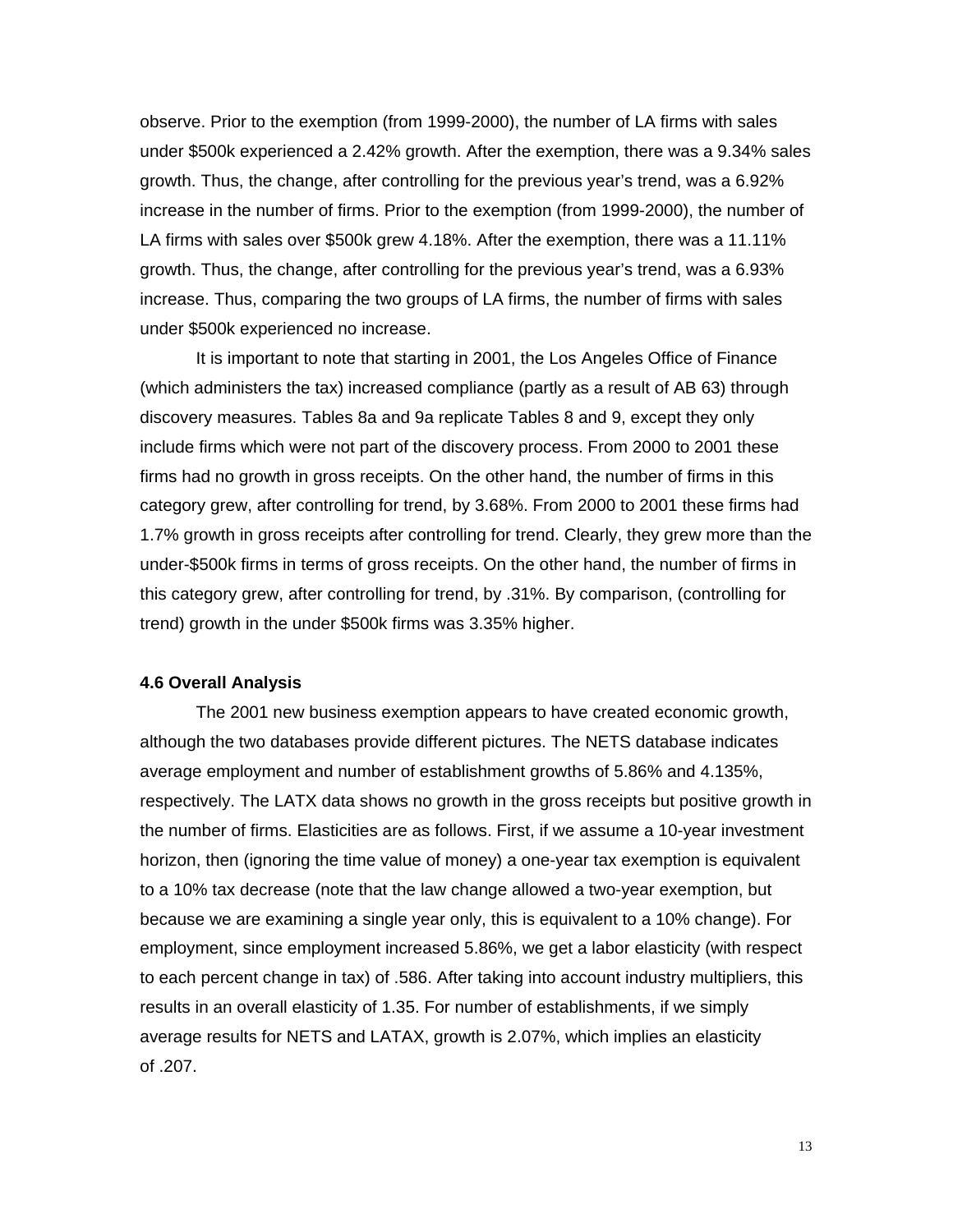observe. Prior to the exemption (from 1999-2000), the number of LA firms with sales under $500k experienced a 2.42% growth. After the exemption, there was a 9.34% sales growth. Thus, the change, after controlling for the previous year's trend, was a 6.92% increase in the number of firms. Prior to the exemption (from 1999-2000), the number of LA firms with sales over $500k grew 4.18%. After the exemption, there was a 11.11% growth. Thus, the change, after controlling for the previous year's trend, was a 6.93% increase. Thus, comparing the two groups of LA firms, the number of firms with sales under $500k experienced no increase.

It is important to note that starting in 2001, the Los Angeles Office of Finance (which administers the tax) increased compliance (partly as a result of AB 63) through discovery measures. Tables 8a and 9a replicate Tables 8 and 9, except they only include firms which were not part of the discovery process. From 2000 to 2001 these firms had no growth in gross receipts. On the other hand, the number of firms in this category grew, after controlling for trend, by 3.68%. From 2000 to 2001 these firms had 1.7% growth in gross receipts after controlling for trend. Clearly, they grew more than the under-$500k firms in terms of gross receipts. On the other hand, the number of firms in this category grew, after controlling for trend, by .31%. By comparison, (controlling for trend) growth in the under $500k firms was 3.35% higher.

### 4.6 Overall Analysis

The 2001 new business exemption appears to have created economic growth, although the two databases provide different pictures. The NETS database indicates average employment and number of establishment growths of 5.86% and 4.135%, respectively. The LATX data shows no growth in the gross receipts but positive growth in the number of firms. Elasticities are as follows. First, if we assume a 10-year investment horizon, then (ignoring the time value of money) a one-year tax exemption is equivalent to a 10% tax decrease (note that the law change allowed a two-year exemption, but because we are examining a single year only, this is equivalent to a 10% change). For employment, since employment increased 5.86%, we get a labor elasticity (with respect to each percent change in tax) of .586. After taking into account industry multipliers, this results in an overall elasticity of 1.35. For number of establishments, if we simply average results for NETS and LATAX, growth is 2.07%, which implies an elasticity of .207.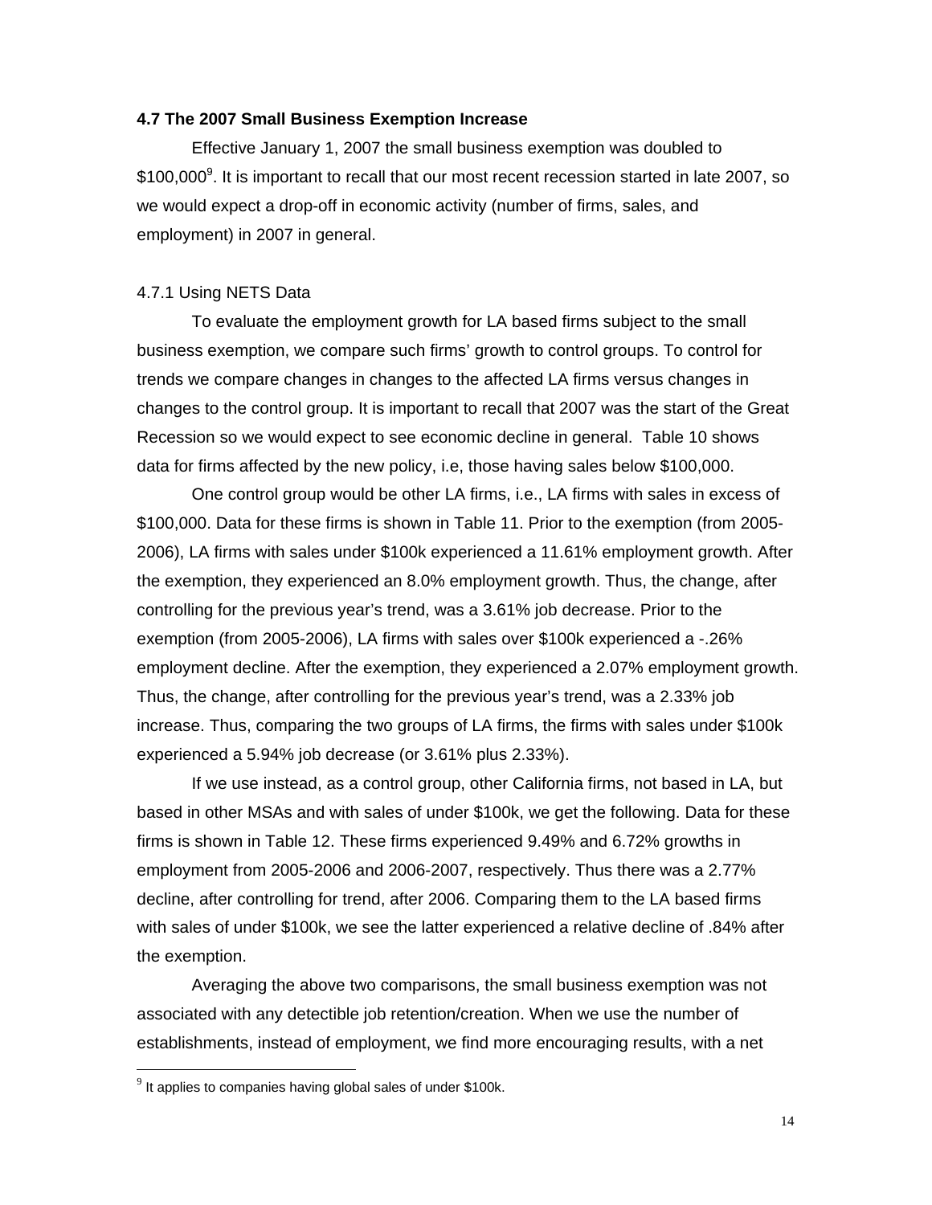### 4.7 The 2007 Small Business Exemption Increase

Effective January 1, 2007 the small business exemption was doubled to $100,000[9]. It is important to recall that our most recent recession started in late 2007, so we would expect a drop-off in economic activity (number of firms, sales, and employment) in 2007 in general.

4.7.1 Using NETS Data

To evaluate the employment growth for LA based firms subject to the small business exemption, we compare such firms' growth to control groups. To control for trends we compare changes in changes to the affected LA firms versus changes in changes to the control group. It is important to recall that 2007 was the start of the Great Recession so we would expect to see economic decline in general. Table 10 shows data for firms affected by the new policy, i.e, those having sales below $100,000.

One control group would be other LA firms, i.e., LA firms with sales in excess of $100,000. Data for these firms is shown in Table 11. Prior to the exemption (from 2005-2006), LA firms with sales under $100k experienced a 11.61% employment growth. After the exemption, they experienced an 8.0% employment growth. Thus, the change, after controlling for the previous year's trend, was a 3.61% job decrease. Prior to the exemption (from 2005-2006), LA firms with sales over $100k experienced a -.26% employment decline. After the exemption, they experienced a 2.07% employment growth. Thus, the change, after controlling for the previous year's trend, was a 2.33% job increase. Thus, comparing the two groups of LA firms, the firms with sales under $100k experienced a 5.94% job decrease (or 3.61% plus 2.33%).

If we use instead, as a control group, other California firms, not based in LA, but based in other MSAs and with sales of under $100k, we get the following. Data for these firms is shown in Table 12. These firms experienced 9.49% and 6.72% growths in employment from 2005-2006 and 2006-2007, respectively. Thus there was a 2.77% decline, after controlling for trend, after 2006. Comparing them to the LA based firms with sales of under $100k, we see the latter experienced a relative decline of .84% after the exemption.

Averaging the above two comparisons, the small business exemption was not associated with any detectible job retention/creation. When we use the number of establishments, instead of employment, we find more encouraging results, with a net

[9] It applies to companies having global sales of under $100k.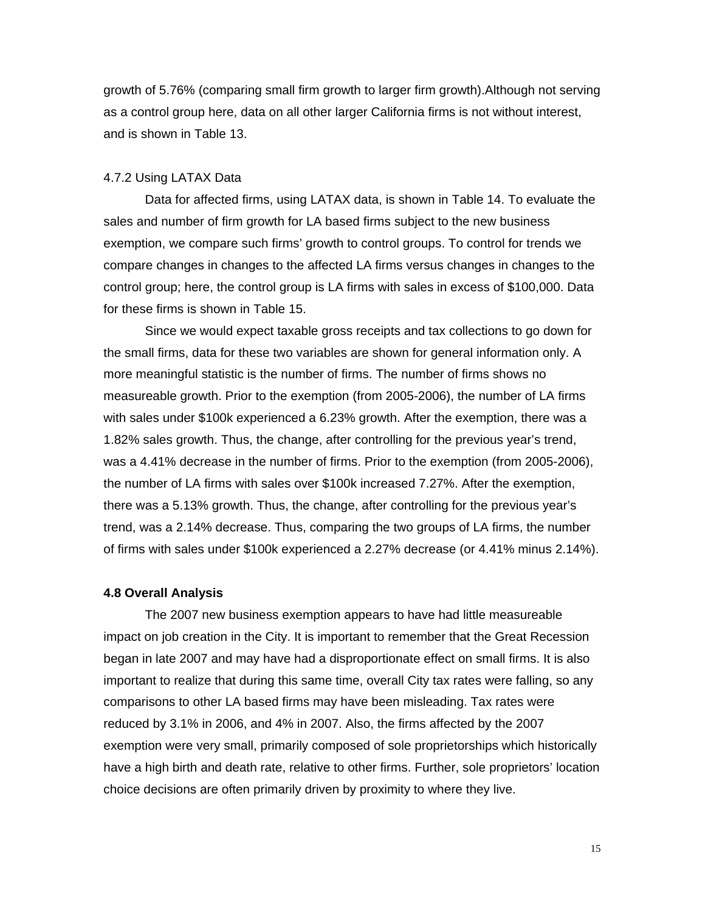growth of 5.76% (comparing small firm growth to larger firm growth).Although not serving as a control group here, data on all other larger California firms is not without interest, and is shown in Table 13.

### 4.7.2 Using LATAX Data

Data for affected firms, using LATAX data, is shown in Table 14. To evaluate the sales and number of firm growth for LA based firms subject to the new business exemption, we compare such firms' growth to control groups. To control for trends we compare changes in changes to the affected LA firms versus changes in changes to the control group; here, the control group is LA firms with sales in excess of $100,000. Data for these firms is shown in Table 15.

Since we would expect taxable gross receipts and tax collections to go down for the small firms, data for these two variables are shown for general information only. A more meaningful statistic is the number of firms. The number of firms shows no measureable growth. Prior to the exemption (from 2005-2006), the number of LA firms with sales under $100k experienced a 6.23% growth. After the exemption, there was a 1.82% sales growth. Thus, the change, after controlling for the previous year's trend, was a 4.41% decrease in the number of firms. Prior to the exemption (from 2005-2006), the number of LA firms with sales over $100k increased 7.27%. After the exemption, there was a 5.13% growth. Thus, the change, after controlling for the previous year's trend, was a 2.14% decrease. Thus, comparing the two groups of LA firms, the number of firms with sales under $100k experienced a 2.27% decrease (or 4.41% minus 2.14%).

### 4.8 Overall Analysis

The 2007 new business exemption appears to have had little measureable impact on job creation in the City. It is important to remember that the Great Recession began in late 2007 and may have had a disproportionate effect on small firms. It is also important to realize that during this same time, overall City tax rates were falling, so any comparisons to other LA based firms may have been misleading. Tax rates were reduced by 3.1% in 2006, and 4% in 2007. Also, the firms affected by the 2007 exemption were very small, primarily composed of sole proprietorships which historically have a high birth and death rate, relative to other firms. Further, sole proprietors' location choice decisions are often primarily driven by proximity to where they live.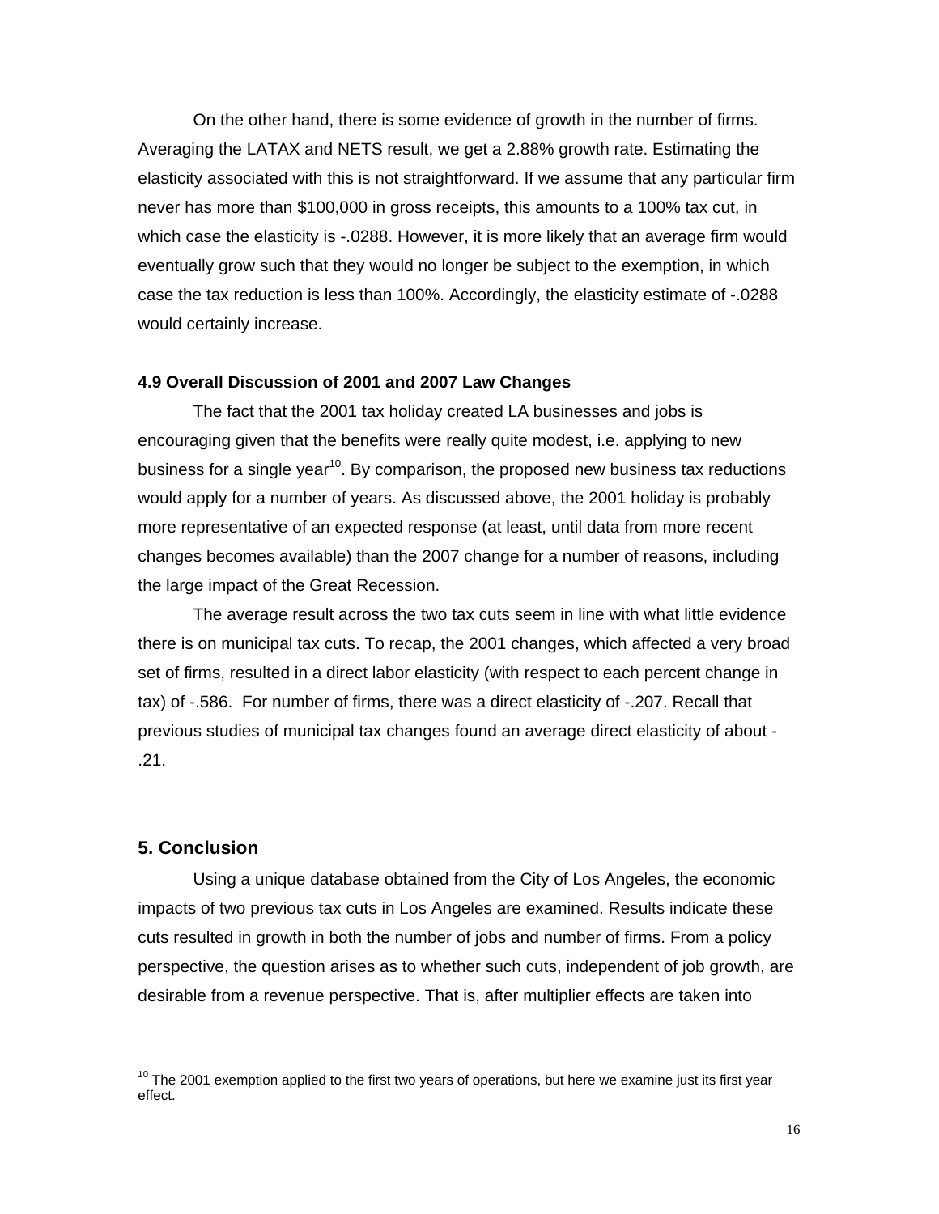On the other hand, there is some evidence of growth in the number of firms. Averaging the LATAX and NETS result, we get a 2.88% growth rate. Estimating the elasticity associated with this is not straightforward. If we assume that any particular firm never has more than $100,000 in gross receipts, this amounts to a 100% tax cut, in which case the elasticity is -.0288. However, it is more likely that an average firm would eventually grow such that they would no longer be subject to the exemption, in which case the tax reduction is less than 100%. Accordingly, the elasticity estimate of -.0288 would certainly increase.

### 4.9 Overall Discussion of 2001 and 2007 Law Changes

The fact that the 2001 tax holiday created LA businesses and jobs is encouraging given that the benefits were really quite modest, i.e. applying to new business for a single year[10]. By comparison, the proposed new business tax reductions would apply for a number of years. As discussed above, the 2001 holiday is probably more representative of an expected response (at least, until data from more recent changes becomes available) than the 2007 change for a number of reasons, including the large impact of the Great Recession.

The average result across the two tax cuts seem in line with what little evidence there is on municipal tax cuts. To recap, the 2001 changes, which affected a very broad set of firms, resulted in a direct labor elasticity (with respect to each percent change in tax) of -.586. For number of firms, there was a direct elasticity of -.207. Recall that previous studies of municipal tax changes found an average direct elasticity of about -.21.

## 5. Conclusion

Using a unique database obtained from the City of Los Angeles, the economic impacts of two previous tax cuts in Los Angeles are examined. Results indicate these cuts resulted in growth in both the number of jobs and number of firms. From a policy perspective, the question arises as to whether such cuts, independent of job growth, are desirable from a revenue perspective. That is, after multiplier effects are taken into

[10] The 2001 exemption applied to the first two years of operations, but here we examine just its first year effect.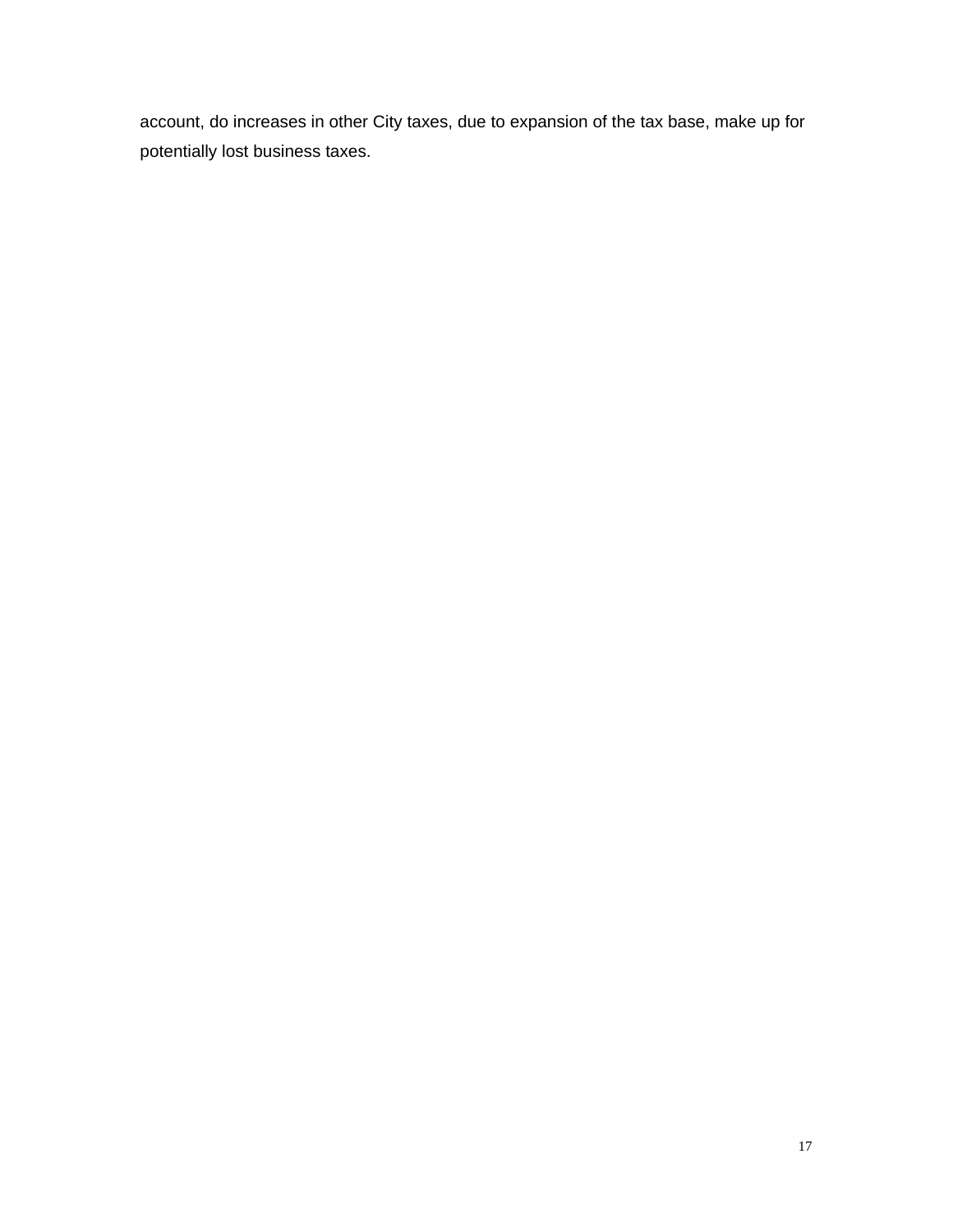account, do increases in other City taxes, due to expansion of the tax base, make up for potentially lost business taxes.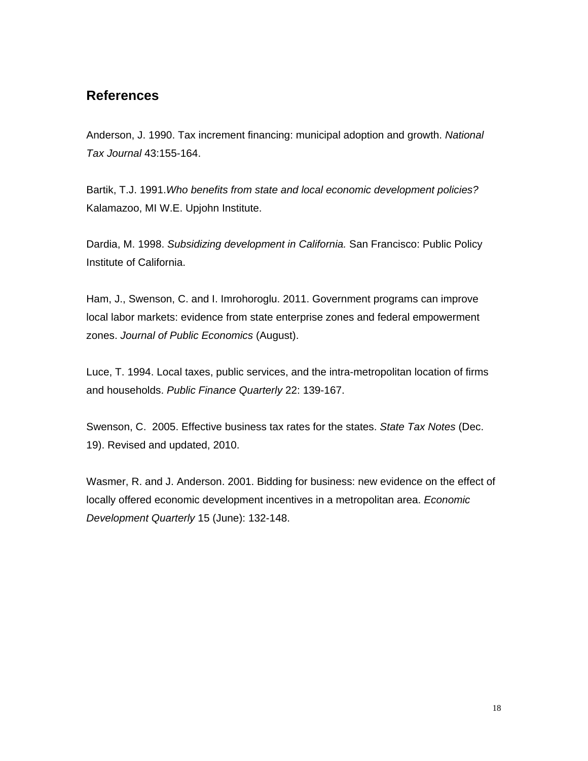## References

Anderson, J. 1990. Tax increment financing: municipal adoption and growth. *National Tax Journal* 43:155-164.

Bartik, T.J. 1991.*Who benefits from state and local economic development policies?* Kalamazoo, MI W.E. Upjohn Institute.

Dardia, M. 1998. *Subsidizing development in California.* San Francisco: Public Policy Institute of California.

Ham, J., Swenson, C. and I. Imrohoroglu. 2011. Government programs can improve local labor markets: evidence from state enterprise zones and federal empowerment zones. *Journal of Public Economics* (August).

Luce, T. 1994. Local taxes, public services, and the intra-metropolitan location of firms and households. *Public Finance Quarterly* 22: 139-167.

Swenson, C. 2005. Effective business tax rates for the states. *State Tax Notes* (Dec. 19). Revised and updated, 2010.

Wasmer, R. and J. Anderson. 2001. Bidding for business: new evidence on the effect of locally offered economic development incentives in a metropolitan area. *Economic Development Quarterly* 15 (June): 132-148.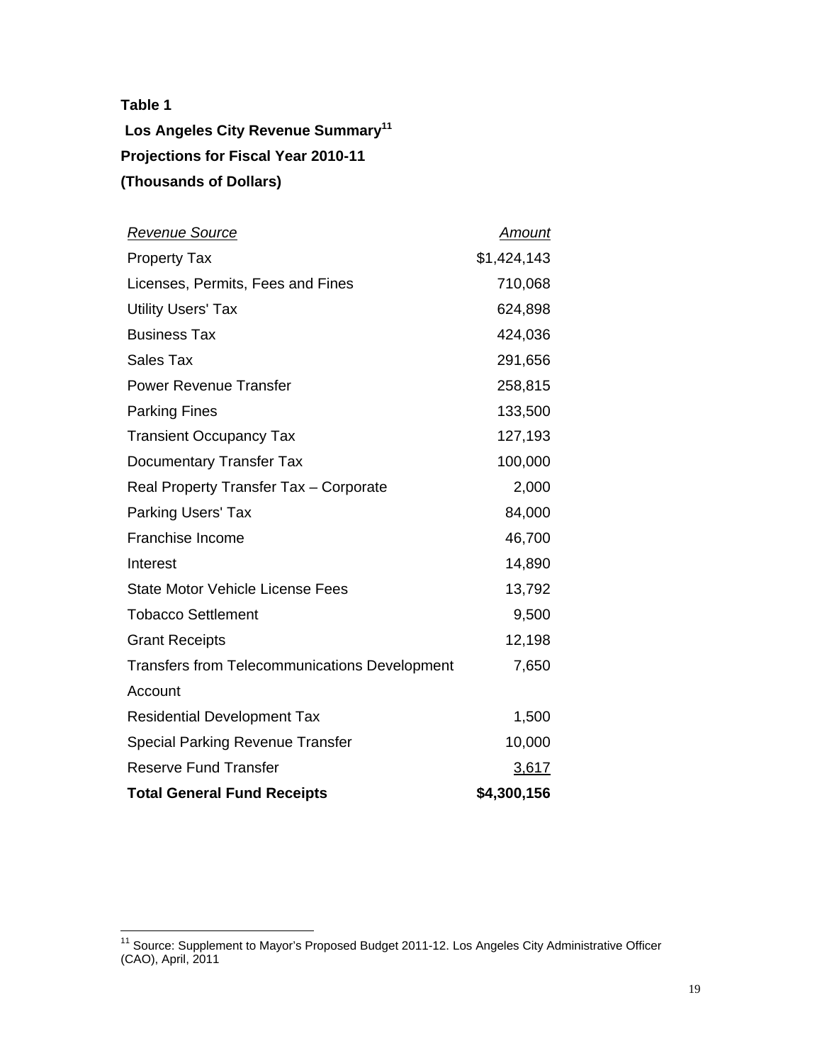**Table 1**

**Los Angeles City Revenue Summary**[11]

**Projections for Fiscal Year 2010-11**

**(Thousands of Dollars)**

| *Revenue Source* | *Amount* |
|---|---|
| Property Tax | $1,424,143 |
| Licenses, Permits, Fees and Fines | 710,068 |
| Utility Users' Tax | 624,898 |
| Business Tax | 424,036 |
| Sales Tax | 291,656 |
| Power Revenue Transfer | 258,815 |
| Parking Fines | 133,500 |
| Transient Occupancy Tax | 127,193 |
| Documentary Transfer Tax | 100,000 |
| Real Property Transfer Tax – Corporate | 2,000 |
| Parking Users' Tax | 84,000 |
| Franchise Income | 46,700 |
| Interest | 14,890 |
| State Motor Vehicle License Fees | 13,792 |
| Tobacco Settlement | 9,500 |
| Grant Receipts | 12,198 |
| Transfers from Telecommunications Development Account | 7,650 |
| Residential Development Tax | 1,500 |
| Special Parking Revenue Transfer | 10,000 |
| Reserve Fund Transfer | 3,617 |
| **Total General Fund Receipts** | **$4,300,156** |

[11] Source: Supplement to Mayor's Proposed Budget 2011-12. Los Angeles City Administrative Officer (CAO), April, 2011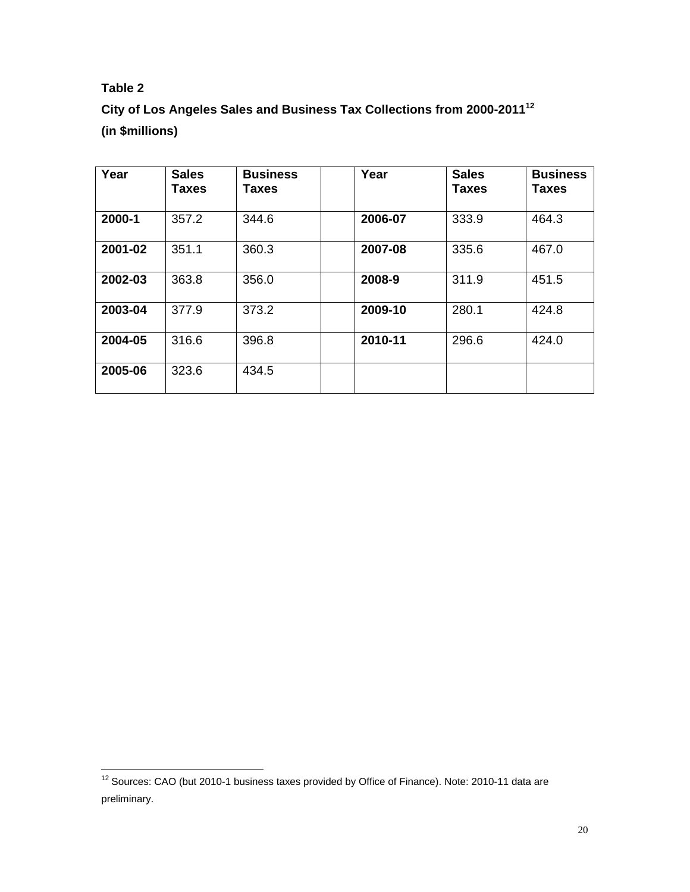**Table 2**

**City of Los Angeles Sales and Business Tax Collections from 2000-2011**[12]

**(in $millions)**

| Year | Sales Taxes | Business Taxes | | Year | Sales Taxes | Business Taxes |
|---|---|---|---|---|---|---|
| **2000-1** | 357.2 | 344.6 | | **2006-07** | 333.9 | 464.3 |
| **2001-02** | 351.1 | 360.3 | | **2007-08** | 335.6 | 467.0 |
| **2002-03** | 363.8 | 356.0 | | **2008-9** | 311.9 | 451.5 |
| **2003-04** | 377.9 | 373.2 | | **2009-10** | 280.1 | 424.8 |
| **2004-05** | 316.6 | 396.8 | | **2010-11** | 296.6 | 424.0 |
| **2005-06** | 323.6 | 434.5 | | | | |

[12] Sources: CAO (but 2010-1 business taxes provided by Office of Finance). Note: 2010-11 data are preliminary.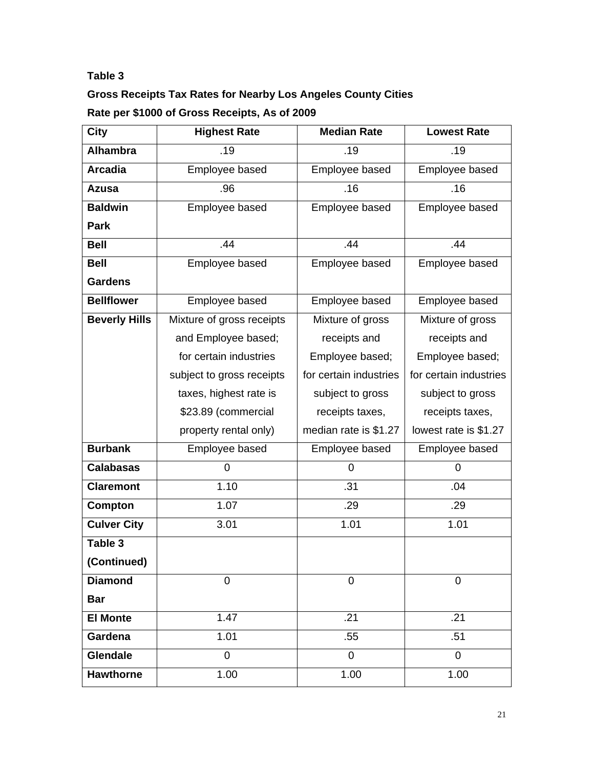**Table 3**

**Gross Receipts Tax Rates for Nearby Los Angeles County Cities**

**Rate per $1000 of Gross Receipts, As of 2009**

| City | Highest Rate | Median Rate | Lowest Rate |
|---|---|---|---|
| **Alhambra** | .19 | .19 | .19 |
| **Arcadia** | Employee based | Employee based | Employee based |
| **Azusa** | .96 | .16 | .16 |
| **Baldwin Park** | Employee based | Employee based | Employee based |
| **Bell** | .44 | .44 | .44 |
| **Bell Gardens** | Employee based | Employee based | Employee based |
| **Bellflower** | Employee based | Employee based | Employee based |
| **Beverly Hills** | Mixture of gross receipts and Employee based; for certain industries subject to gross receipts taxes, highest rate is $23.89 (commercial property rental only) | Mixture of gross receipts and Employee based; for certain industries subject to gross receipts taxes, median rate is $1.27 | Mixture of gross receipts and Employee based; for certain industries subject to gross receipts taxes, lowest rate is $1.27 |
| **Burbank** | Employee based | Employee based | Employee based |
| **Calabasas** | 0 | 0 | 0 |
| **Claremont** | 1.10 | .31 | .04 |
| **Compton** | 1.07 | .29 | .29 |
| **Culver City** | 3.01 | 1.01 | 1.01 |
| **Table 3 (Continued)** | | | |
| **Diamond Bar** | 0 | 0 | 0 |
| **El Monte** | 1.47 | .21 | .21 |
| **Gardena** | 1.01 | .55 | .51 |
| **Glendale** | 0 | 0 | 0 |
| **Hawthorne** | 1.00 | 1.00 | 1.00 |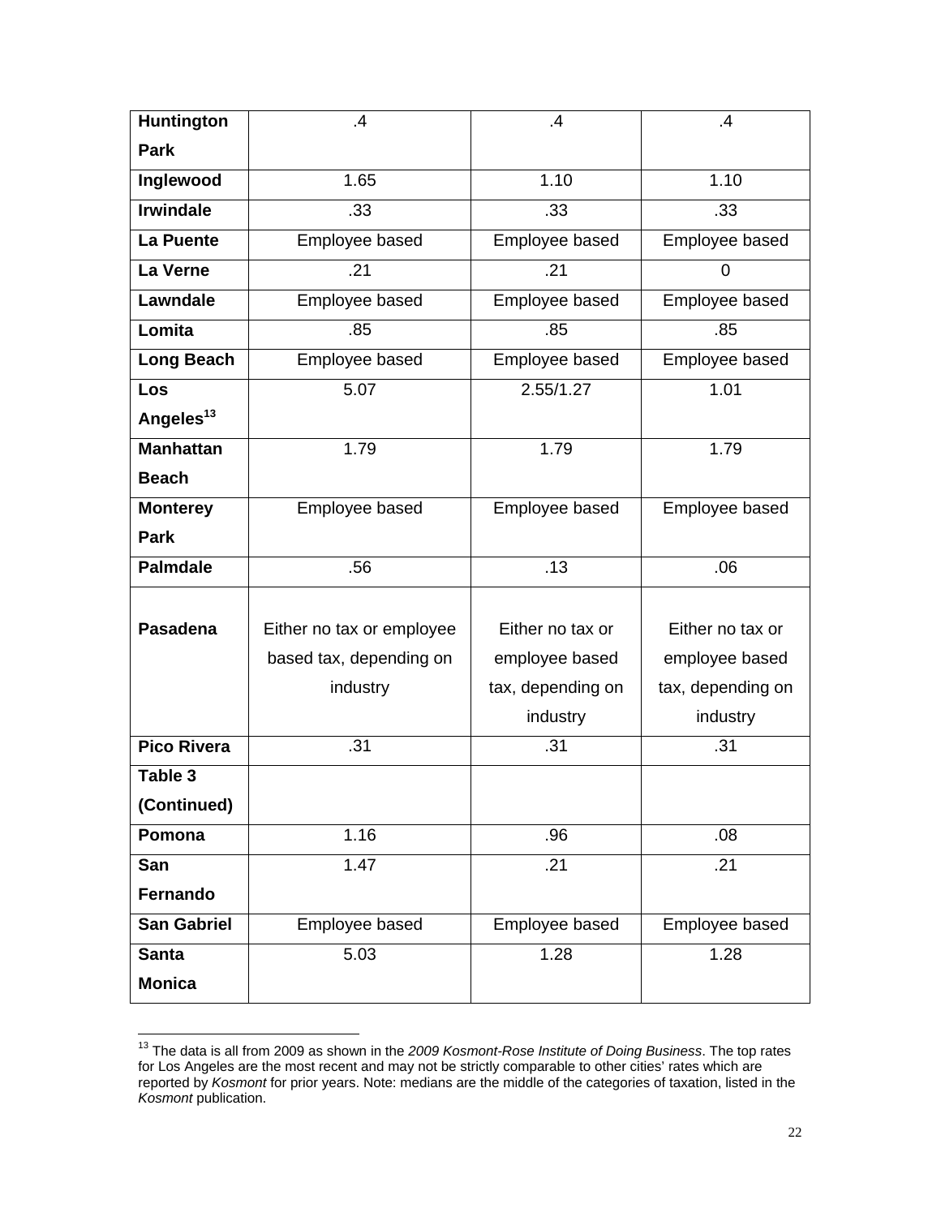| | | | |
|---|---|---|---|
| **Huntington Park** | .4 | .4 | .4 |
| **Inglewood** | 1.65 | 1.10 | 1.10 |
| **Irwindale** | .33 | .33 | .33 |
| **La Puente** | Employee based | Employee based | Employee based |
| **La Verne** | .21 | .21 | 0 |
| **Lawndale** | Employee based | Employee based | Employee based |
| **Lomita** | .85 | .85 | .85 |
| **Long Beach** | Employee based | Employee based | Employee based |
| **Los Angeles[13]** | 5.07 | 2.55/1.27 | 1.01 |
| **Manhattan Beach** | 1.79 | 1.79 | 1.79 |
| **Monterey Park** | Employee based | Employee based | Employee based |
| **Palmdale** | .56 | .13 | .06 |
| **Pasadena** | Either no tax or employee based tax, depending on industry | Either no tax or employee based tax, depending on industry | Either no tax or employee based tax, depending on industry |
| **Pico Rivera** | .31 | .31 | .31 |
| **Table 3 (Continued)** | | | |
| **Pomona** | 1.16 | .96 | .08 |
| **San Fernando** | 1.47 | .21 | .21 |
| **San Gabriel** | Employee based | Employee based | Employee based |
| **Santa Monica** | 5.03 | 1.28 | 1.28 |

[13] The data is all from 2009 as shown in the *2009 Kosmont-Rose Institute of Doing Business*. The top rates for Los Angeles are the most recent and may not be strictly comparable to other cities' rates which are reported by *Kosmont* for prior years. Note: medians are the middle of the categories of taxation, listed in the *Kosmont* publication.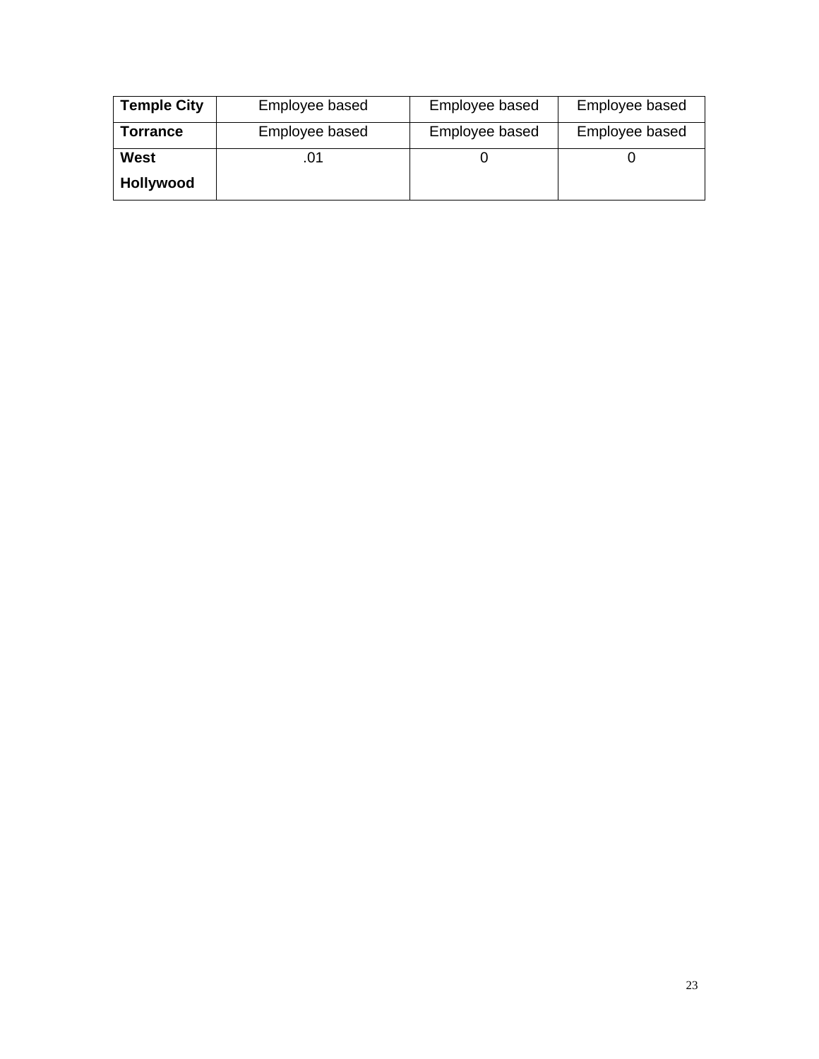| **Temple City** | Employee based | Employee based | Employee based |
|---|---|---|---|
| **Torrance** | Employee based | Employee based | Employee based |
| **West Hollywood** | .01 | 0 | 0 |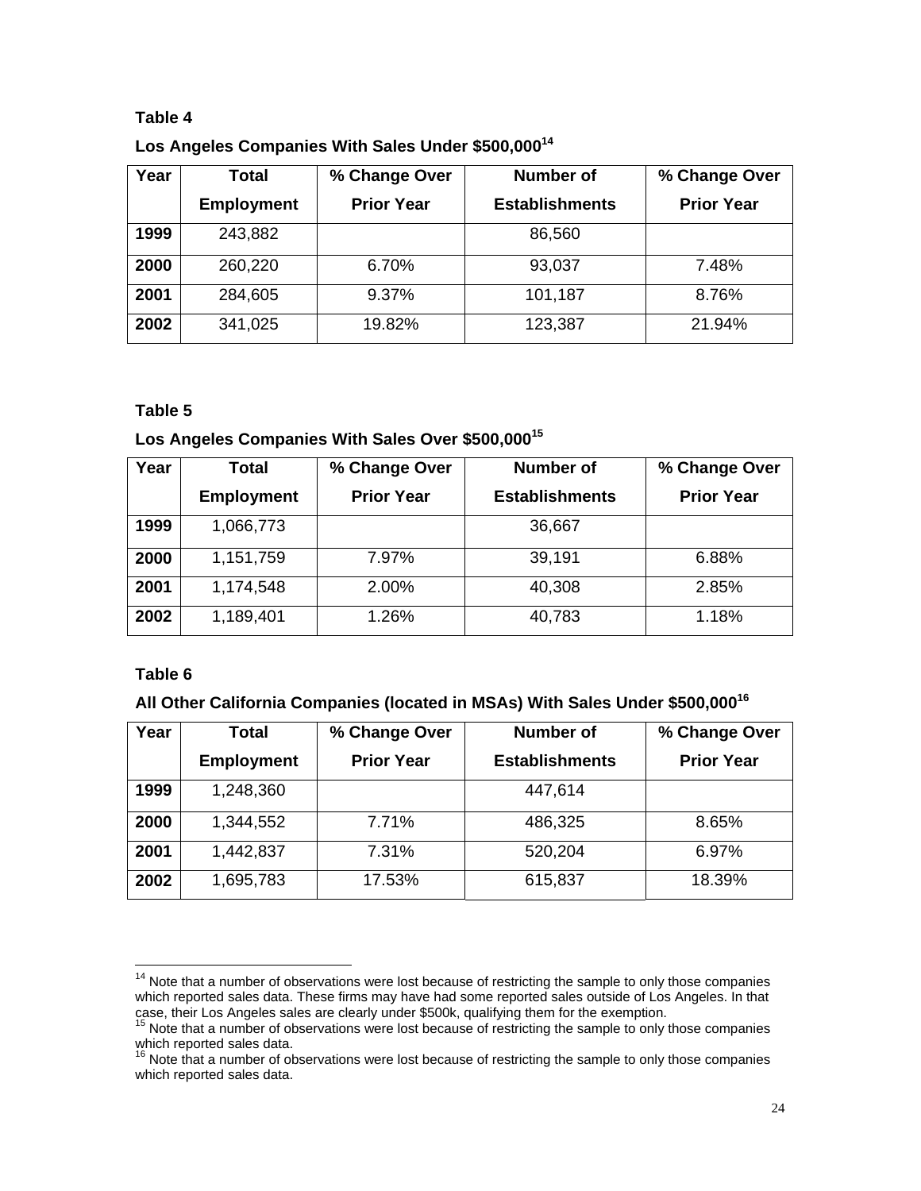**Table 4**

**Los Angeles Companies With Sales Under $500,000**[14]

| Year | Total Employment | % Change Over Prior Year | Number of Establishments | % Change Over Prior Year |
|---|---|---|---|---|
| **1999** | 243,882 | | 86,560 | |
| **2000** | 260,220 | 6.70% | 93,037 | 7.48% |
| **2001** | 284,605 | 9.37% | 101,187 | 8.76% |
| **2002** | 341,025 | 19.82% | 123,387 | 21.94% |

**Table 5**

**Los Angeles Companies With Sales Over $500,000**[15]

| Year | Total Employment | % Change Over Prior Year | Number of Establishments | % Change Over Prior Year |
|---|---|---|---|---|
| **1999** | 1,066,773 | | 36,667 | |
| **2000** | 1,151,759 | 7.97% | 39,191 | 6.88% |
| **2001** | 1,174,548 | 2.00% | 40,308 | 2.85% |
| **2002** | 1,189,401 | 1.26% | 40,783 | 1.18% |

**Table 6**

**All Other California Companies (located in MSAs) With Sales Under $500,000**[16]

| Year | Total Employment | % Change Over Prior Year | Number of Establishments | % Change Over Prior Year |
|---|---|---|---|---|
| **1999** | 1,248,360 | | 447,614 | |
| **2000** | 1,344,552 | 7.71% | 486,325 | 8.65% |
| **2001** | 1,442,837 | 7.31% | 520,204 | 6.97% |
| **2002** | 1,695,783 | 17.53% | 615,837 | 18.39% |

---

[14] Note that a number of observations were lost because of restricting the sample to only those companies which reported sales data. These firms may have had some reported sales outside of Los Angeles. In that case, their Los Angeles sales are clearly under $500k, qualifying them for the exemption.

[15] Note that a number of observations were lost because of restricting the sample to only those companies which reported sales data.

[16] Note that a number of observations were lost because of restricting the sample to only those companies which reported sales data.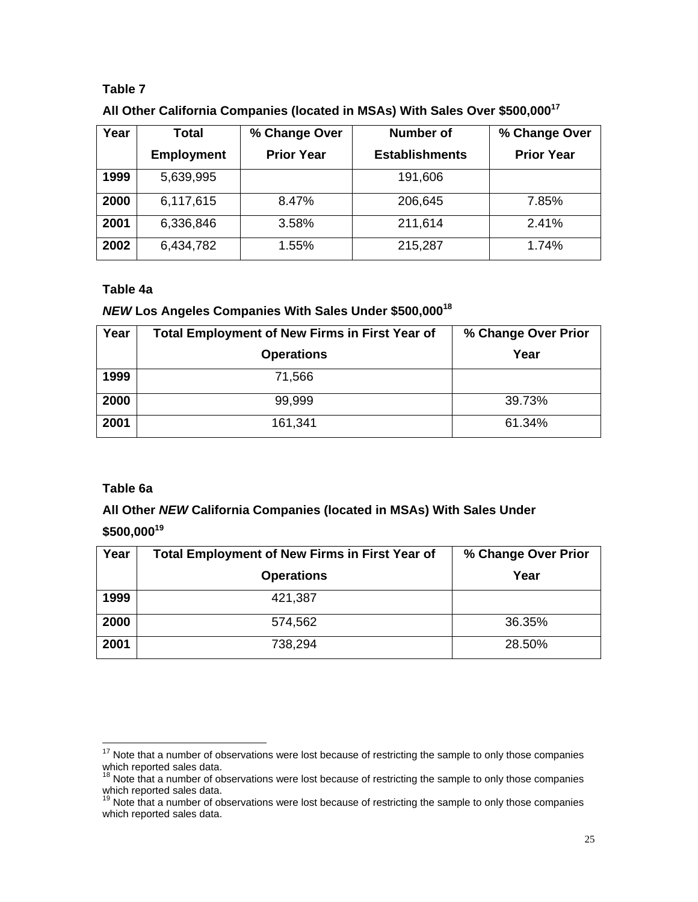**Table 7**

**All Other California Companies (located in MSAs) With Sales Over $500,000**[17]

| Year | Total Employment | % Change Over Prior Year | Number of Establishments | % Change Over Prior Year |
|---|---|---|---|---|
| **1999** | 5,639,995 | | 191,606 | |
| **2000** | 6,117,615 | 8.47% | 206,645 | 7.85% |
| **2001** | 6,336,846 | 3.58% | 211,614 | 2.41% |
| **2002** | 6,434,782 | 1.55% | 215,287 | 1.74% |

**Table 4a**

***NEW* Los Angeles Companies With Sales Under $500,000**[18]

| Year | Total Employment of New Firms in First Year of Operations | % Change Over Prior Year |
|---|---|---|
| **1999** | 71,566 | |
| **2000** | 99,999 | 39.73% |
| **2001** | 161,341 | 61.34% |

**Table 6a**

**All Other *NEW* California Companies (located in MSAs) With Sales Under $500,000**[19]

| Year | Total Employment of New Firms in First Year of Operations | % Change Over Prior Year |
|---|---|---|
| **1999** | 421,387 | |
| **2000** | 574,562 | 36.35% |
| **2001** | 738,294 | 28.50% |

---

[17] Note that a number of observations were lost because of restricting the sample to only those companies which reported sales data.
[18] Note that a number of observations were lost because of restricting the sample to only those companies which reported sales data.
[19] Note that a number of observations were lost because of restricting the sample to only those companies which reported sales data.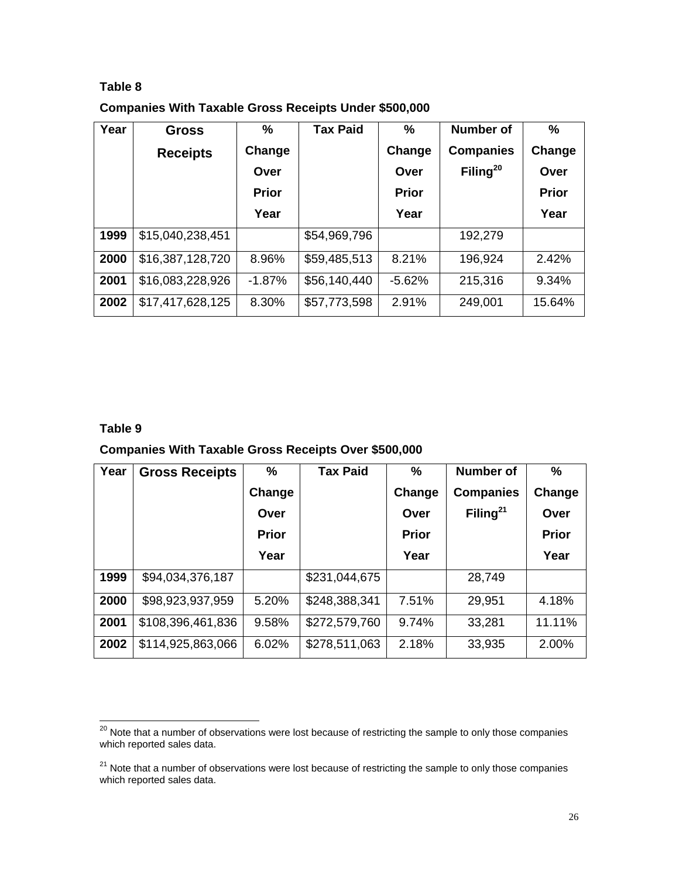**Table 8**

**Companies With Taxable Gross Receipts Under $500,000**

| Year | Gross Receipts | % Change Over Prior Year | Tax Paid | % Change Over Prior Year | Number of Companies Filing[20] | % Change Over Prior Year |
|---|---|---|---|---|---|---|
| 1999 | $15,040,238,451 | | $54,969,796 | | 192,279 | |
| 2000 | $16,387,128,720 | 8.96% | $59,485,513 | 8.21% | 196,924 | 2.42% |
| 2001 | $16,083,228,926 | -1.87% | $56,140,440 | -5.62% | 215,316 | 9.34% |
| 2002 | $17,417,628,125 | 8.30% | $57,773,598 | 2.91% | 249,001 | 15.64% |

**Table 9**

**Companies With Taxable Gross Receipts Over $500,000**

| Year | Gross Receipts | % Change Over Prior Year | Tax Paid | % Change Over Prior Year | Number of Companies Filing[21] | % Change Over Prior Year |
|---|---|---|---|---|---|---|
| 1999 | $94,034,376,187 | | $231,044,675 | | 28,749 | |
| 2000 | $98,923,937,959 | 5.20% | $248,388,341 | 7.51% | 29,951 | 4.18% |
| 2001 | $108,396,461,836 | 9.58% | $272,579,760 | 9.74% | 33,281 | 11.11% |
| 2002 | $114,925,863,066 | 6.02% | $278,511,063 | 2.18% | 33,935 | 2.00% |

[20] Note that a number of observations were lost because of restricting the sample to only those companies which reported sales data.

[21] Note that a number of observations were lost because of restricting the sample to only those companies which reported sales data.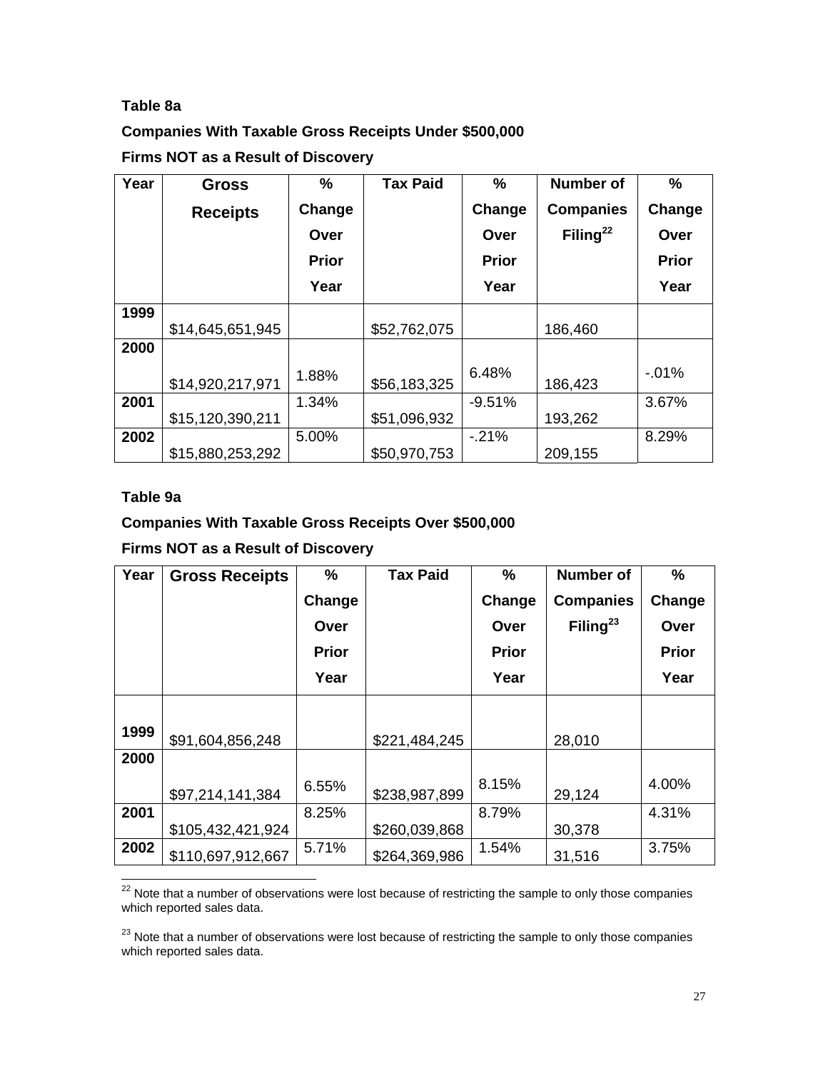**Table 8a**

**Companies With Taxable Gross Receipts Under $500,000**

**Firms NOT as a Result of Discovery**

| Year | Gross Receipts | % Change Over Prior Year | Tax Paid | % Change Over Prior Year | Number of Companies Filing[22] | % Change Over Prior Year |
|---|---|---|---|---|---|---|
| 1999 | $14,645,651,945 | | $52,762,075 | | 186,460 | |
| 2000 | $14,920,217,971 | 1.88% | $56,183,325 | 6.48% | 186,423 | -.01% |
| 2001 | $15,120,390,211 | 1.34% | $51,096,932 | -9.51% | 193,262 | 3.67% |
| 2002 | $15,880,253,292 | 5.00% | $50,970,753 | -.21% | 209,155 | 8.29% |

**Table 9a**

**Companies With Taxable Gross Receipts Over $500,000**

**Firms NOT as a Result of Discovery**

| Year | Gross Receipts | % Change Over Prior Year | Tax Paid | % Change Over Prior Year | Number of Companies Filing[23] | % Change Over Prior Year |
|---|---|---|---|---|---|---|
| 1999 | $91,604,856,248 | | $221,484,245 | | 28,010 | |
| 2000 | $97,214,141,384 | 6.55% | $238,987,899 | 8.15% | 29,124 | 4.00% |
| 2001 | $105,432,421,924 | 8.25% | $260,039,868 | 8.79% | 30,378 | 4.31% |
| 2002 | $110,697,912,667 | 5.71% | $264,369,986 | 1.54% | 31,516 | 3.75% |

[22] Note that a number of observations were lost because of restricting the sample to only those companies which reported sales data.

[23] Note that a number of observations were lost because of restricting the sample to only those companies which reported sales data.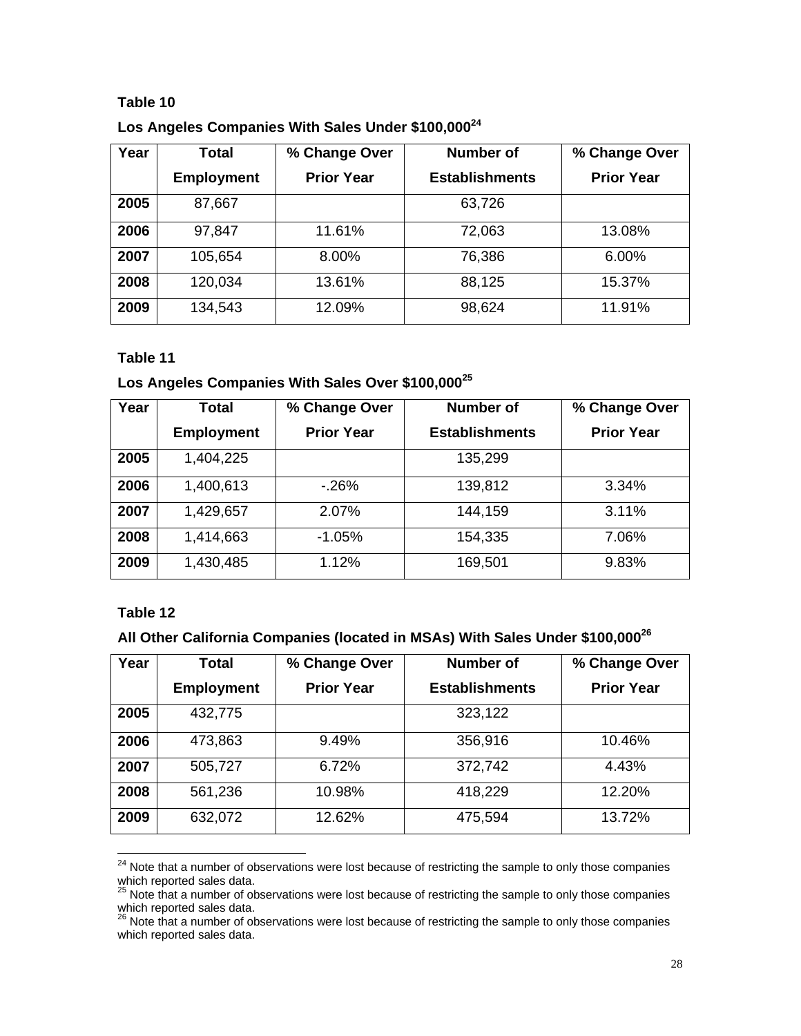**Table 10**

**Los Angeles Companies With Sales Under $100,000**[24]

| Year | Total Employment | % Change Over Prior Year | Number of Establishments | % Change Over Prior Year |
|---|---|---|---|---|
| **2005** | 87,667 | | 63,726 | |
| **2006** | 97,847 | 11.61% | 72,063 | 13.08% |
| **2007** | 105,654 | 8.00% | 76,386 | 6.00% |
| **2008** | 120,034 | 13.61% | 88,125 | 15.37% |
| **2009** | 134,543 | 12.09% | 98,624 | 11.91% |

**Table 11**

**Los Angeles Companies With Sales Over $100,000**[25]

| Year | Total Employment | % Change Over Prior Year | Number of Establishments | % Change Over Prior Year |
|---|---|---|---|---|
| **2005** | 1,404,225 | | 135,299 | |
| **2006** | 1,400,613 | -.26% | 139,812 | 3.34% |
| **2007** | 1,429,657 | 2.07% | 144,159 | 3.11% |
| **2008** | 1,414,663 | -1.05% | 154,335 | 7.06% |
| **2009** | 1,430,485 | 1.12% | 169,501 | 9.83% |

**Table 12**

**All Other California Companies (located in MSAs) With Sales Under $100,000**[26]

| Year | Total Employment | % Change Over Prior Year | Number of Establishments | % Change Over Prior Year |
|---|---|---|---|---|
| **2005** | 432,775 | | 323,122 | |
| **2006** | 473,863 | 9.49% | 356,916 | 10.46% |
| **2007** | 505,727 | 6.72% | 372,742 | 4.43% |
| **2008** | 561,236 | 10.98% | 418,229 | 12.20% |
| **2009** | 632,072 | 12.62% | 475,594 | 13.72% |

[24] Note that a number of observations were lost because of restricting the sample to only those companies which reported sales data.
[25] Note that a number of observations were lost because of restricting the sample to only those companies which reported sales data.
[26] Note that a number of observations were lost because of restricting the sample to only those companies which reported sales data.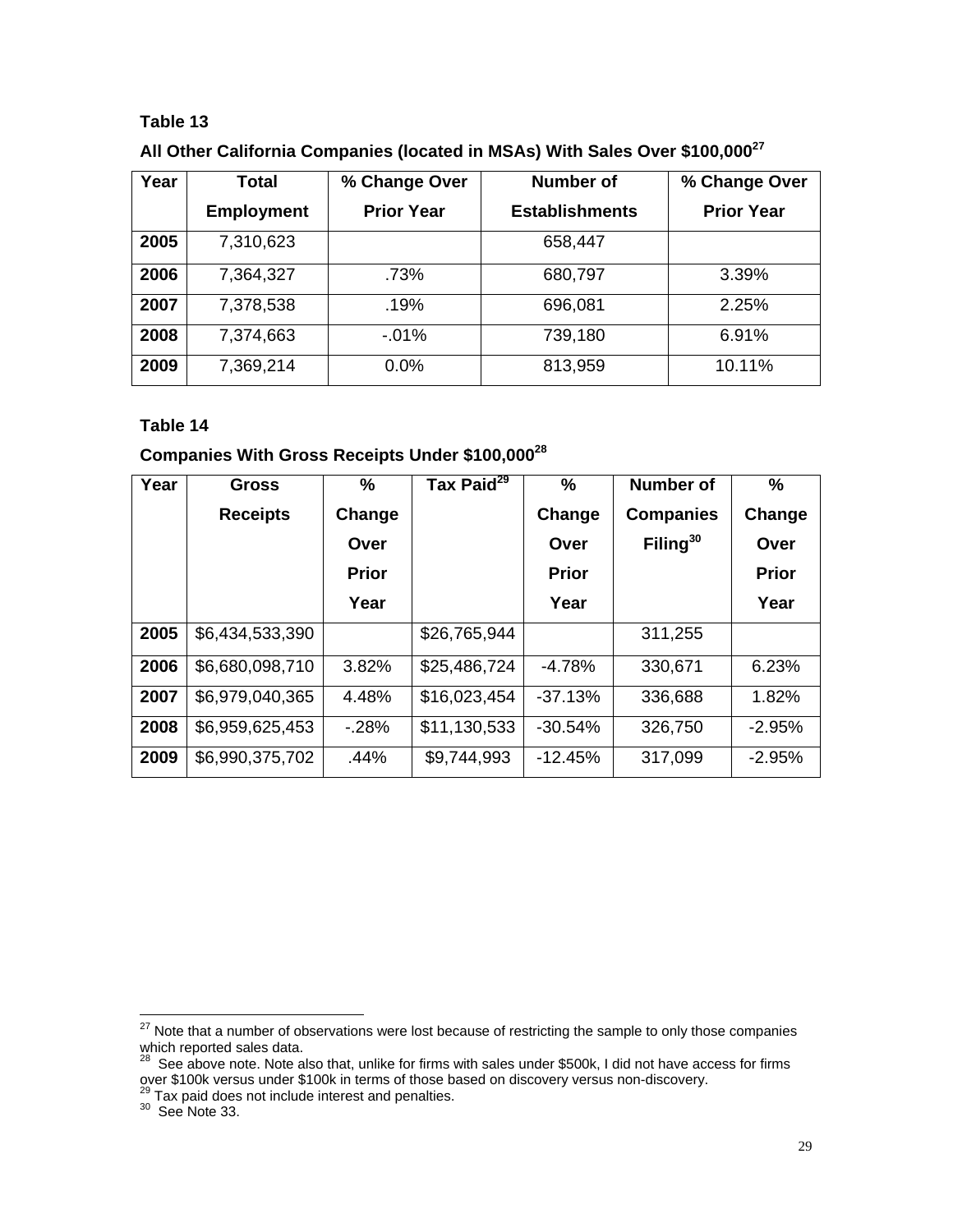**Table 13**

**All Other California Companies (located in MSAs) With Sales Over $100,000[27]**

| Year | Total Employment | % Change Over Prior Year | Number of Establishments | % Change Over Prior Year |
|---|---|---|---|---|
| **2005** | 7,310,623 | | 658,447 | |
| **2006** | 7,364,327 | .73% | 680,797 | 3.39% |
| **2007** | 7,378,538 | .19% | 696,081 | 2.25% |
| **2008** | 7,374,663 | -.01% | 739,180 | 6.91% |
| **2009** | 7,369,214 | 0.0% | 813,959 | 10.11% |

**Table 14**

**Companies With Gross Receipts Under $100,000[28]**

| Year | Gross Receipts | % Change Over Prior Year | Tax Paid[29] | % Change Over Prior Year | Number of Companies Filing[30] | % Change Over Prior Year |
|---|---|---|---|---|---|---|
| **2005** | $6,434,533,390 | | $26,765,944 | | 311,255 | |
| **2006** | $6,680,098,710 | 3.82% | $25,486,724 | -4.78% | 330,671 | 6.23% |
| **2007** | $6,979,040,365 | 4.48% | $16,023,454 | -37.13% | 336,688 | 1.82% |
| **2008** | $6,959,625,453 | -.28% | $11,130,533 | -30.54% | 326,750 | -2.95% |
| **2009** | $6,990,375,702 | .44% | $9,744,993 | -12.45% | 317,099 | -2.95% |

[27] Note that a number of observations were lost because of restricting the sample to only those companies which reported sales data.
[28] See above note. Note also that, unlike for firms with sales under $500k, I did not have access for firms over $100k versus under $100k in terms of those based on discovery versus non-discovery.
[29] Tax paid does not include interest and penalties.
[30] See Note 33.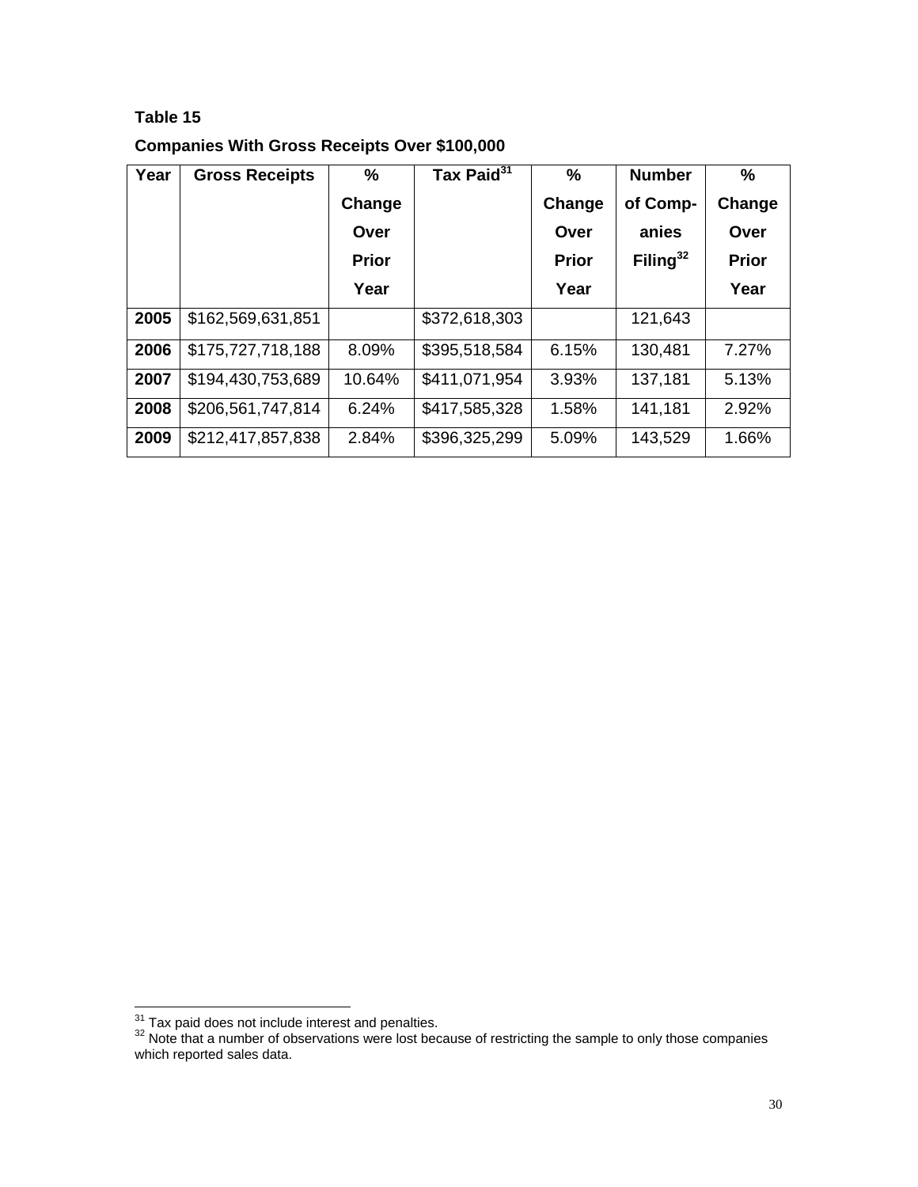**Table 15**

**Companies With Gross Receipts Over $100,000**

| Year | Gross Receipts | % Change Over Prior Year | Tax Paid[31] | % Change Over Prior Year | Number of Companies Filing[32] | % Change Over Prior Year |
|---|---|---|---|---|---|---|
| **2005** | $162,569,631,851 | | $372,618,303 | | 121,643 | |
| **2006** | $175,727,718,188 | 8.09% | $395,518,584 | 6.15% | 130,481 | 7.27% |
| **2007** | $194,430,753,689 | 10.64% | $411,071,954 | 3.93% | 137,181 | 5.13% |
| **2008** | $206,561,747,814 | 6.24% | $417,585,328 | 1.58% | 141,181 | 2.92% |
| **2009** | $212,417,857,838 | 2.84% | $396,325,299 | 5.09% | 143,529 | 1.66% |

[31] Tax paid does not include interest and penalties.

[32] Note that a number of observations were lost because of restricting the sample to only those companies which reported sales data.